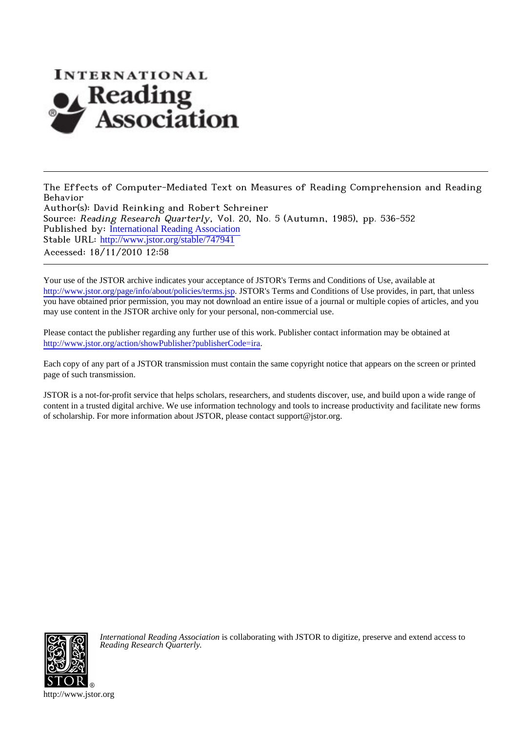INTERNATIONAL Reading Association

---

The Effects of Computer-Mediated Text on Measures of Reading Comprehension and Reading Behavior
Author(s): David Reinking and Robert Schreiner
Source: *Reading Research Quarterly*, Vol. 20, No. 5 (Autumn, 1985), pp. 536-552
Published by: International Reading Association
Stable URL: http://www.jstor.org/stable/747941
Accessed: 18/11/2010 12:58

---

Your use of the JSTOR archive indicates your acceptance of JSTOR's Terms and Conditions of Use, available at http://www.jstor.org/page/info/about/policies/terms.jsp. JSTOR's Terms and Conditions of Use provides, in part, that unless you have obtained prior permission, you may not download an entire issue of a journal or multiple copies of articles, and you may use content in the JSTOR archive only for your personal, non-commercial use.

Please contact the publisher regarding any further use of this work. Publisher contact information may be obtained at http://www.jstor.org/action/showPublisher?publisherCode=ira.

Each copy of any part of a JSTOR transmission must contain the same copyright notice that appears on the screen or printed page of such transmission.

JSTOR is a not-for-profit service that helps scholars, researchers, and students discover, use, and build upon a wide range of content in a trusted digital archive. We use information technology and tools to increase productivity and facilitate new forms of scholarship. For more information about JSTOR, please contact support@jstor.org.

*International Reading Association* is collaborating with JSTOR to digitize, preserve and extend access to *Reading Research Quarterly*.

http://www.jstor.org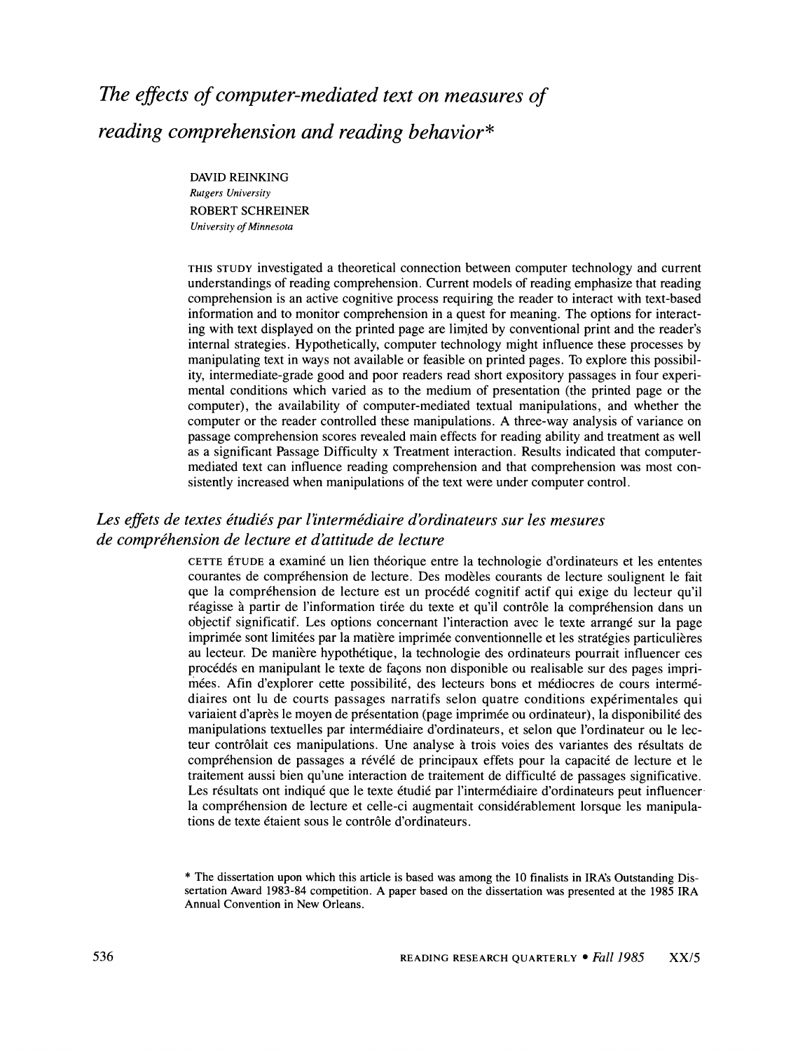# *The effects of computer-mediated text on measures of reading comprehension and reading behavior**

DAVID REINKING
*Rutgers University*
ROBERT SCHREINER
*University of Minnesota*

THIS STUDY investigated a theoretical connection between computer technology and current understandings of reading comprehension. Current models of reading emphasize that reading comprehension is an active cognitive process requiring the reader to interact with text-based information and to monitor comprehension in a quest for meaning. The options for interacting with text displayed on the printed page are limited by conventional print and the reader's internal strategies. Hypothetically, computer technology might influence these processes by manipulating text in ways not available or feasible on printed pages. To explore this possibility, intermediate-grade good and poor readers read short expository passages in four experimental conditions which varied as to the medium of presentation (the printed page or the computer), the availability of computer-mediated textual manipulations, and whether the computer or the reader controlled these manipulations. A three-way analysis of variance on passage comprehension scores revealed main effects for reading ability and treatment as well as a significant Passage Difficulty x Treatment interaction. Results indicated that computer-mediated text can influence reading comprehension and that comprehension was most consistently increased when manipulations of the text were under computer control.

## *Les effets de textes étudiés par l'intermédiaire d'ordinateurs sur les mesures de compréhension de lecture et d'attitude de lecture*

CETTE ÉTUDE a examiné un lien théorique entre la technologie d'ordinateurs et les ententes courantes de compréhension de lecture. Des modèles courants de lecture soulignent le fait que la compréhension de lecture est un procédé cognitif actif qui exige du lecteur qu'il réagisse à partir de l'information tirée du texte et qu'il contrôle la compréhension dans un objectif significatif. Les options concernant l'interaction avec le texte arrangé sur la page imprimée sont limitées par la matière imprimée conventionnelle et les stratégies particulières au lecteur. De manière hypothétique, la technologie des ordinateurs pourrait influencer ces procédés en manipulant le texte de façons non disponible ou realisable sur des pages imprimées. Afin d'explorer cette possibilité, des lecteurs bons et médiocres de cours intermédiaires ont lu de courts passages narratifs selon quatre conditions expérimentales qui variaient d'après le moyen de présentation (page imprimée ou ordinateur), la disponibilité des manipulations textuelles par intermédiaire d'ordinateurs, et selon que l'ordinateur ou le lecteur contrôlait ces manipulations. Une analyse à trois voies des variantes des résultats de compréhension de passages a révélé de principaux effets pour la capacité de lecture et le traitement aussi bien qu'une interaction de traitement de difficulté de passages significative. Les résultats ont indiqué que le texte étudié par l'intermédiaire d'ordinateurs peut influencer la compréhension de lecture et celle-ci augmentait considérablement lorsque les manipulations de texte étaient sous le contrôle d'ordinateurs.

* The dissertation upon which this article is based was among the 10 finalists in IRA's Outstanding Dissertation Award 1983-84 competition. A paper based on the dissertation was presented at the 1985 IRA Annual Convention in New Orleans.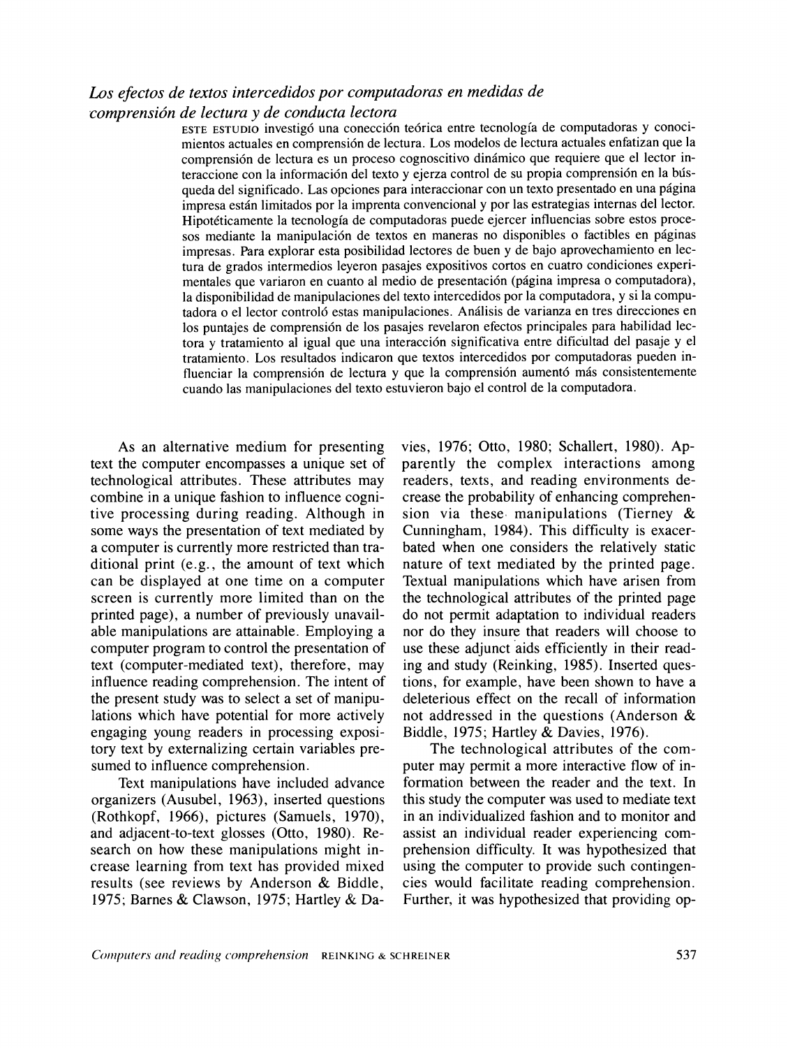## *Los efectos de textos intercedidos por computadoras en medidas de comprensión de lectura y de conducta lectora*

ESTE ESTUDIO investigó una conección teórica entre tecnología de computadoras y conocimientos actuales en comprensión de lectura. Los modelos de lectura actuales enfatizan que la comprensión de lectura es un proceso cognoscitivo dinámico que requiere que el lector interaccione con la información del texto y ejerza control de su propia comprensión en la búsqueda del significado. Las opciones para interaccionar con un texto presentado en una página impresa están limitados por la imprenta convencional y por las estrategias internas del lector. Hipotéticamente la tecnología de computadoras puede ejercer influencias sobre estos procesos mediante la manipulación de textos en maneras no disponibles o factibles en páginas impresas. Para explorar esta posibilidad lectores de buen y de bajo aprovechamiento en lectura de grados intermedios leyeron pasajes expositivos cortos en cuatro condiciones experimentales que variaron en cuanto al medio de presentación (página impresa o computadora), la disponibilidad de manipulaciones del texto intercedidos por la computadora, y si la computadora o el lector controló estas manipulaciones. Análisis de varianza en tres direcciones en los puntajes de comprensión de los pasajes revelaron efectos principales para habilidad lectora y tratamiento al igual que una interacción significativa entre dificultad del pasaje y el tratamiento. Los resultados indicaron que textos intercedidos por computadoras pueden influenciar la comprensión de lectura y que la comprensión aumentó más consistentemente cuando las manipulaciones del texto estuvieron bajo el control de la computadora.

As an alternative medium for presenting text the computer encompasses a unique set of technological attributes. These attributes may combine in a unique fashion to influence cognitive processing during reading. Although in some ways the presentation of text mediated by a computer is currently more restricted than traditional print (e.g., the amount of text which can be displayed at one time on a computer screen is currently more limited than on the printed page), a number of previously unavailable manipulations are attainable. Employing a computer program to control the presentation of text (computer-mediated text), therefore, may influence reading comprehension. The intent of the present study was to select a set of manipulations which have potential for more actively engaging young readers in processing expository text by externalizing certain variables presumed to influence comprehension.

Text manipulations have included advance organizers (Ausubel, 1963), inserted questions (Rothkopf, 1966), pictures (Samuels, 1970), and adjacent-to-text glosses (Otto, 1980). Research on how these manipulations might increase learning from text has provided mixed results (see reviews by Anderson & Biddle, 1975; Barnes & Clawson, 1975; Hartley & Davies, 1976; Otto, 1980; Schallert, 1980). Apparently the complex interactions among readers, texts, and reading environments decrease the probability of enhancing comprehension via these manipulations (Tierney & Cunningham, 1984). This difficulty is exacerbated when one considers the relatively static nature of text mediated by the printed page. Textual manipulations which have arisen from the technological attributes of the printed page do not permit adaptation to individual readers nor do they insure that readers will choose to use these adjunct aids efficiently in their reading and study (Reinking, 1985). Inserted questions, for example, have been shown to have a deleterious effect on the recall of information not addressed in the questions (Anderson & Biddle, 1975; Hartley & Davies, 1976).

The technological attributes of the computer may permit a more interactive flow of information between the reader and the text. In this study the computer was used to mediate text in an individualized fashion and to monitor and assist an individual reader experiencing comprehension difficulty. It was hypothesized that using the computer to provide such contingencies would facilitate reading comprehension. Further, it was hypothesized that providing op-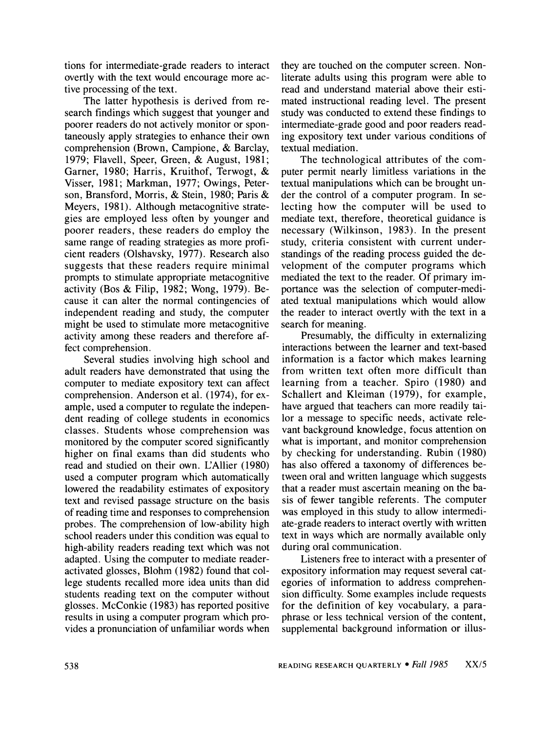tions for intermediate-grade readers to interact overtly with the text would encourage more active processing of the text.

The latter hypothesis is derived from research findings which suggest that younger and poorer readers do not actively monitor or spontaneously apply strategies to enhance their own comprehension (Brown, Campione, & Barclay, 1979; Flavell, Speer, Green, & August, 1981; Garner, 1980; Harris, Kruithof, Terwogt, & Visser, 1981; Markman, 1977; Owings, Peterson, Bransford, Morris, & Stein, 1980; Paris & Meyers, 1981). Although metacognitive strategies are employed less often by younger and poorer readers, these readers do employ the same range of reading strategies as more proficient readers (Olshavsky, 1977). Research also suggests that these readers require minimal prompts to stimulate appropriate metacognitive activity (Bos & Filip, 1982; Wong, 1979). Because it can alter the normal contingencies of independent reading and study, the computer might be used to stimulate more metacognitive activity among these readers and therefore affect comprehension.

Several studies involving high school and adult readers have demonstrated that using the computer to mediate expository text can affect comprehension. Anderson et al. (1974), for example, used a computer to regulate the independent reading of college students in economics classes. Students whose comprehension was monitored by the computer scored significantly higher on final exams than did students who read and studied on their own. L'Allier (1980) used a computer program which automatically lowered the readability estimates of expository text and revised passage structure on the basis of reading time and responses to comprehension probes. The comprehension of low-ability high school readers under this condition was equal to high-ability readers reading text which was not adapted. Using the computer to mediate reader-activated glosses, Blohm (1982) found that college students recalled more idea units than did students reading text on the computer without glosses. McConkie (1983) has reported positive results in using a computer program which provides a pronunciation of unfamiliar words when they are touched on the computer screen. Non-literate adults using this program were able to read and understand material above their estimated instructional reading level. The present study was conducted to extend these findings to intermediate-grade good and poor readers reading expository text under various conditions of textual mediation.

The technological attributes of the computer permit nearly limitless variations in the textual manipulations which can be brought under the control of a computer program. In selecting how the computer will be used to mediate text, therefore, theoretical guidance is necessary (Wilkinson, 1983). In the present study, criteria consistent with current understandings of the reading process guided the development of the computer programs which mediated the text to the reader. Of primary importance was the selection of computer-mediated textual manipulations which would allow the reader to interact overtly with the text in a search for meaning.

Presumably, the difficulty in externalizing interactions between the learner and text-based information is a factor which makes learning from written text often more difficult than learning from a teacher. Spiro (1980) and Schallert and Kleiman (1979), for example, have argued that teachers can more readily tailor a message to specific needs, activate relevant background knowledge, focus attention on what is important, and monitor comprehension by checking for understanding. Rubin (1980) has also offered a taxonomy of differences between oral and written language which suggests that a reader must ascertain meaning on the basis of fewer tangible referents. The computer was employed in this study to allow intermediate-grade readers to interact overtly with written text in ways which are normally available only during oral communication.

Listeners free to interact with a presenter of expository information may request several categories of information to address comprehension difficulty. Some examples include requests for the definition of key vocabulary, a paraphrase or less technical version of the content, supplemental background information or illus-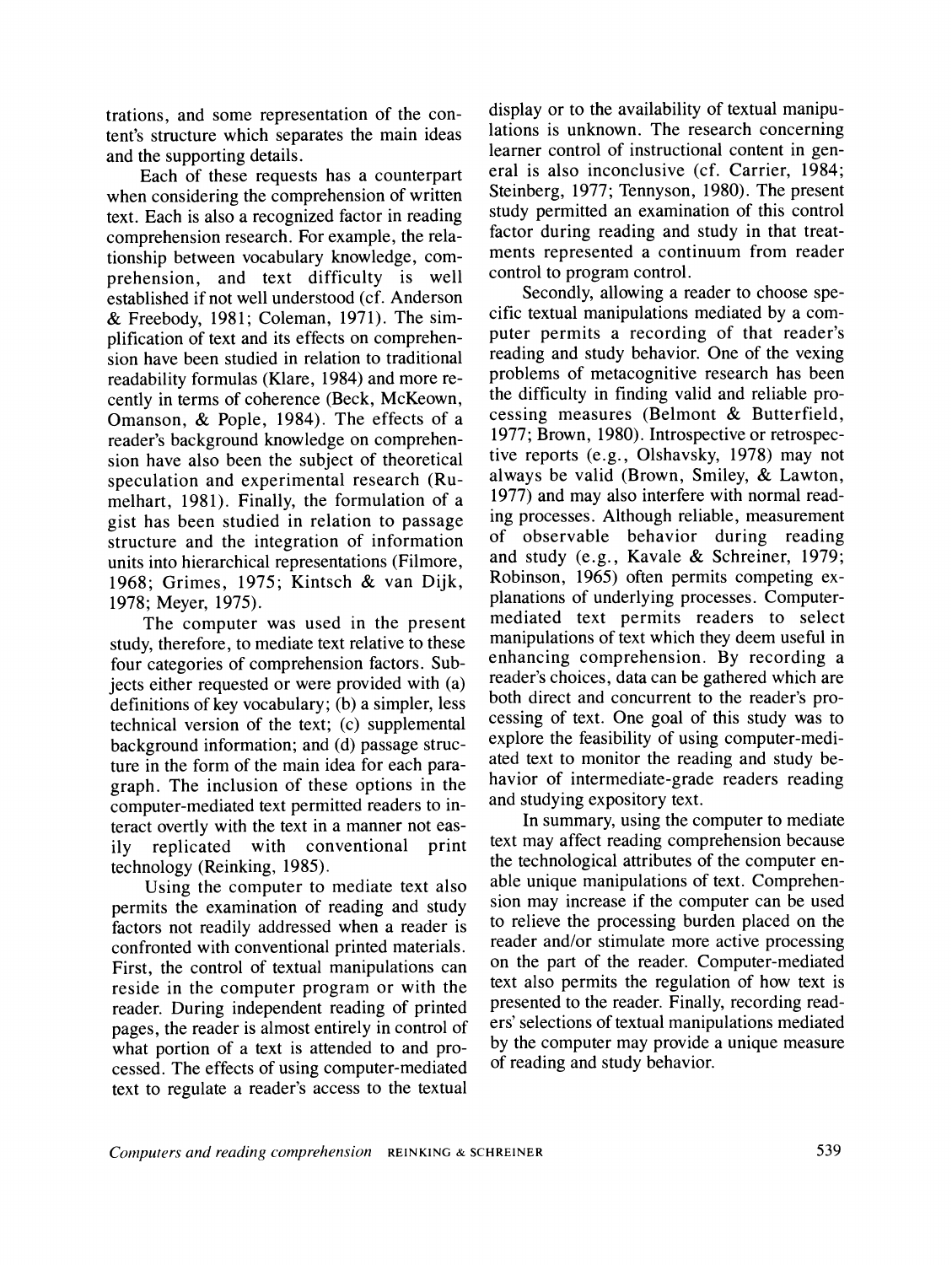trations, and some representation of the content's structure which separates the main ideas and the supporting details.

Each of these requests has a counterpart when considering the comprehension of written text. Each is also a recognized factor in reading comprehension research. For example, the relationship between vocabulary knowledge, comprehension, and text difficulty is well established if not well understood (cf. Anderson & Freebody, 1981; Coleman, 1971). The simplification of text and its effects on comprehension have been studied in relation to traditional readability formulas (Klare, 1984) and more recently in terms of coherence (Beck, McKeown, Omanson, & Pople, 1984). The effects of a reader's background knowledge on comprehension have also been the subject of theoretical speculation and experimental research (Rumelhart, 1981). Finally, the formulation of a gist has been studied in relation to passage structure and the integration of information units into hierarchical representations (Filmore, 1968; Grimes, 1975; Kintsch & van Dijk, 1978; Meyer, 1975).

The computer was used in the present study, therefore, to mediate text relative to these four categories of comprehension factors. Subjects either requested or were provided with (a) definitions of key vocabulary; (b) a simpler, less technical version of the text; (c) supplemental background information; and (d) passage structure in the form of the main idea for each paragraph. The inclusion of these options in the computer-mediated text permitted readers to interact overtly with the text in a manner not easily replicated with conventional print technology (Reinking, 1985).

Using the computer to mediate text also permits the examination of reading and study factors not readily addressed when a reader is confronted with conventional printed materials. First, the control of textual manipulations can reside in the computer program or with the reader. During independent reading of printed pages, the reader is almost entirely in control of what portion of a text is attended to and processed. The effects of using computer-mediated text to regulate a reader's access to the textual display or to the availability of textual manipulations is unknown. The research concerning learner control of instructional content in general is also inconclusive (cf. Carrier, 1984; Steinberg, 1977; Tennyson, 1980). The present study permitted an examination of this control factor during reading and study in that treatments represented a continuum from reader control to program control.

Secondly, allowing a reader to choose specific textual manipulations mediated by a computer permits a recording of that reader's reading and study behavior. One of the vexing problems of metacognitive research has been the difficulty in finding valid and reliable processing measures (Belmont & Butterfield, 1977; Brown, 1980). Introspective or retrospective reports (e.g., Olshavsky, 1978) may not always be valid (Brown, Smiley, & Lawton, 1977) and may also interfere with normal reading processes. Although reliable, measurement of observable behavior during reading and study (e.g., Kavale & Schreiner, 1979; Robinson, 1965) often permits competing explanations of underlying processes. Computer-mediated text permits readers to select manipulations of text which they deem useful in enhancing comprehension. By recording a reader's choices, data can be gathered which are both direct and concurrent to the reader's processing of text. One goal of this study was to explore the feasibility of using computer-mediated text to monitor the reading and study behavior of intermediate-grade readers reading and studying expository text.

In summary, using the computer to mediate text may affect reading comprehension because the technological attributes of the computer enable unique manipulations of text. Comprehension may increase if the computer can be used to relieve the processing burden placed on the reader and/or stimulate more active processing on the part of the reader. Computer-mediated text also permits the regulation of how text is presented to the reader. Finally, recording readers' selections of textual manipulations mediated by the computer may provide a unique measure of reading and study behavior.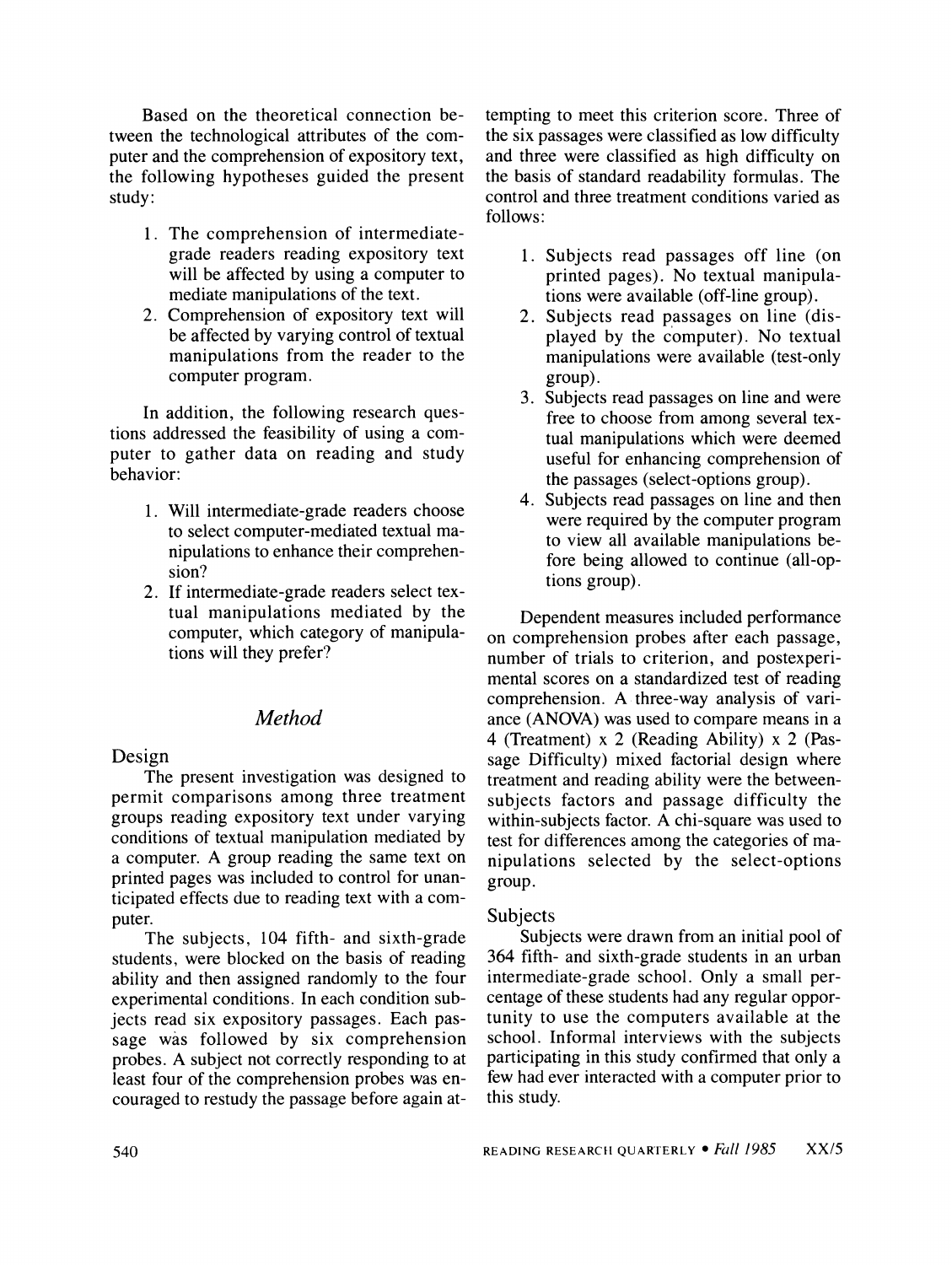Based on the theoretical connection between the technological attributes of the computer and the comprehension of expository text, the following hypotheses guided the present study:

1. The comprehension of intermediate-grade readers reading expository text will be affected by using a computer to mediate manipulations of the text.
2. Comprehension of expository text will be affected by varying control of textual manipulations from the reader to the computer program.

In addition, the following research questions addressed the feasibility of using a computer to gather data on reading and study behavior:

1. Will intermediate-grade readers choose to select computer-mediated textual manipulations to enhance their comprehension?
2. If intermediate-grade readers select textual manipulations mediated by the computer, which category of manipulations will they prefer?

## *Method*

### Design

The present investigation was designed to permit comparisons among three treatment groups reading expository text under varying conditions of textual manipulation mediated by a computer. A group reading the same text on printed pages was included to control for unanticipated effects due to reading text with a computer.

The subjects, 104 fifth- and sixth-grade students, were blocked on the basis of reading ability and then assigned randomly to the four experimental conditions. In each condition subjects read six expository passages. Each passage was followed by six comprehension probes. A subject not correctly responding to at least four of the comprehension probes was encouraged to restudy the passage before again attempting to meet this criterion score. Three of the six passages were classified as low difficulty and three were classified as high difficulty on the basis of standard readability formulas. The control and three treatment conditions varied as follows:

1. Subjects read passages off line (on printed pages). No textual manipulations were available (off-line group).
2. Subjects read passages on line (displayed by the computer). No textual manipulations were available (test-only group).
3. Subjects read passages on line and were free to choose from among several textual manipulations which were deemed useful for enhancing comprehension of the passages (select-options group).
4. Subjects read passages on line and then were required by the computer program to view all available manipulations before being allowed to continue (all-options group).

Dependent measures included performance on comprehension probes after each passage, number of trials to criterion, and postexperimental scores on a standardized test of reading comprehension. A three-way analysis of variance (ANOVA) was used to compare means in a 4 (Treatment) x 2 (Reading Ability) x 2 (Passage Difficulty) mixed factorial design where treatment and reading ability were the between-subjects factors and passage difficulty the within-subjects factor. A chi-square was used to test for differences among the categories of manipulations selected by the select-options group.

### Subjects

Subjects were drawn from an initial pool of 364 fifth- and sixth-grade students in an urban intermediate-grade school. Only a small percentage of these students had any regular opportunity to use the computers available at the school. Informal interviews with the subjects participating in this study confirmed that only a few had ever interacted with a computer prior to this study.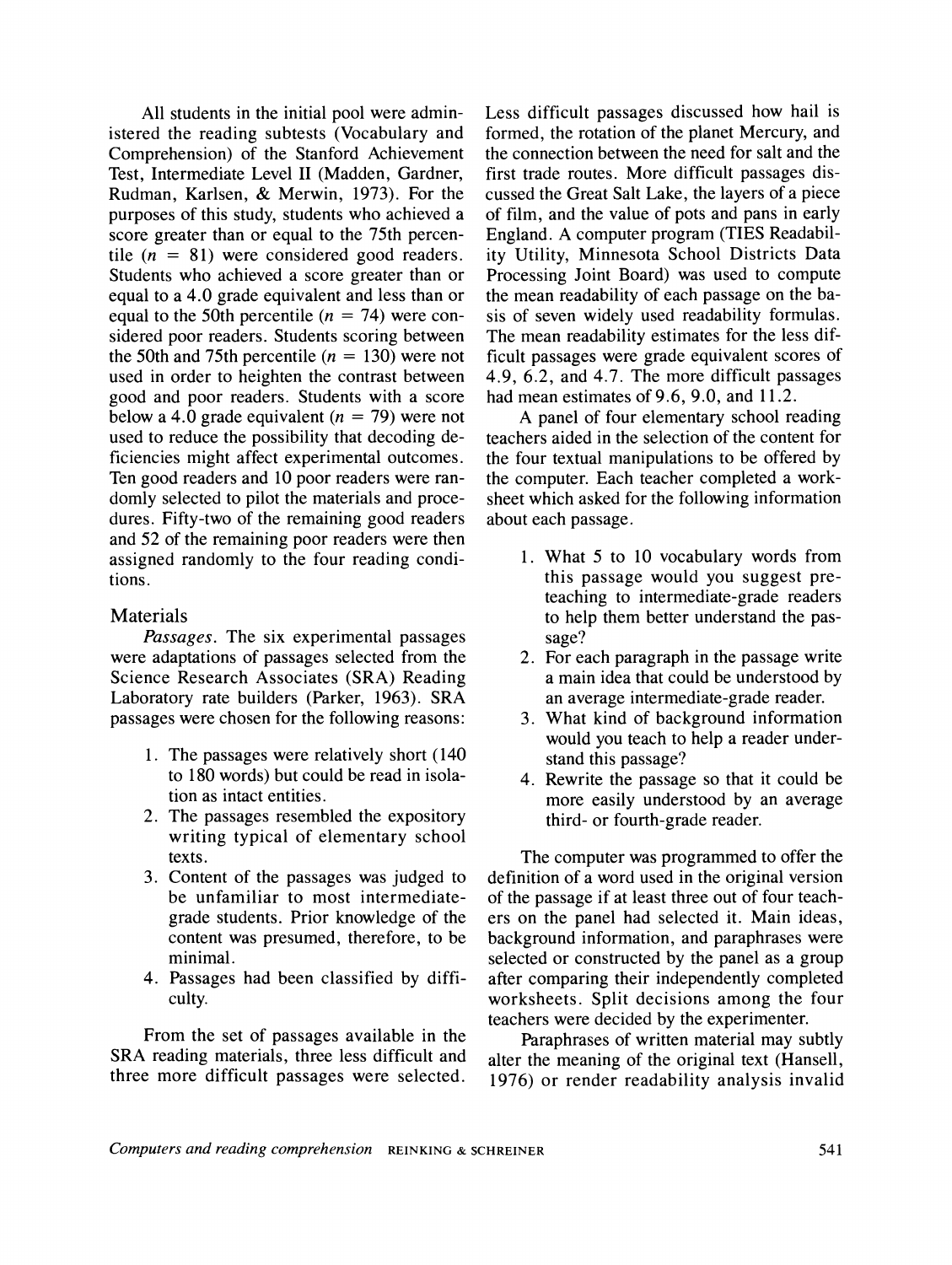All students in the initial pool were administered the reading subtests (Vocabulary and Comprehension) of the Stanford Achievement Test, Intermediate Level II (Madden, Gardner, Rudman, Karlsen, & Merwin, 1973). For the purposes of this study, students who achieved a score greater than or equal to the 75th percentile ($n = 81$) were considered good readers. Students who achieved a score greater than or equal to a 4.0 grade equivalent and less than or equal to the 50th percentile ($n = 74$) were considered poor readers. Students scoring between the 50th and 75th percentile ($n = 130$) were not used in order to heighten the contrast between good and poor readers. Students with a score below a 4.0 grade equivalent ($n = 79$) were not used to reduce the possibility that decoding deficiencies might affect experimental outcomes. Ten good readers and 10 poor readers were randomly selected to pilot the materials and procedures. Fifty-two of the remaining good readers and 52 of the remaining poor readers were then assigned randomly to the four reading conditions.

## Materials

*Passages.* The six experimental passages were adaptations of passages selected from the Science Research Associates (SRA) Reading Laboratory rate builders (Parker, 1963). SRA passages were chosen for the following reasons:

1. The passages were relatively short (140 to 180 words) but could be read in isolation as intact entities.
2. The passages resembled the expository writing typical of elementary school texts.
3. Content of the passages was judged to be unfamiliar to most intermediate-grade students. Prior knowledge of the content was presumed, therefore, to be minimal.
4. Passages had been classified by difficulty.

From the set of passages available in the SRA reading materials, three less difficult and three more difficult passages were selected. Less difficult passages discussed how hail is formed, the rotation of the planet Mercury, and the connection between the need for salt and the first trade routes. More difficult passages discussed the Great Salt Lake, the layers of a piece of film, and the value of pots and pans in early England. A computer program (TIES Readability Utility, Minnesota School Districts Data Processing Joint Board) was used to compute the mean readability of each passage on the basis of seven widely used readability formulas. The mean readability estimates for the less difficult passages were grade equivalent scores of 4.9, 6.2, and 4.7. The more difficult passages had mean estimates of 9.6, 9.0, and 11.2.

A panel of four elementary school reading teachers aided in the selection of the content for the four textual manipulations to be offered by the computer. Each teacher completed a worksheet which asked for the following information about each passage.

1. What 5 to 10 vocabulary words from this passage would you suggest preteaching to intermediate-grade readers to help them better understand the passage?
2. For each paragraph in the passage write a main idea that could be understood by an average intermediate-grade reader.
3. What kind of background information would you teach to help a reader understand this passage?
4. Rewrite the passage so that it could be more easily understood by an average third- or fourth-grade reader.

The computer was programmed to offer the definition of a word used in the original version of the passage if at least three out of four teachers on the panel had selected it. Main ideas, background information, and paraphrases were selected or constructed by the panel as a group after comparing their independently completed worksheets. Split decisions among the four teachers were decided by the experimenter.

Paraphrases of written material may subtly alter the meaning of the original text (Hansell, 1976) or render readability analysis invalid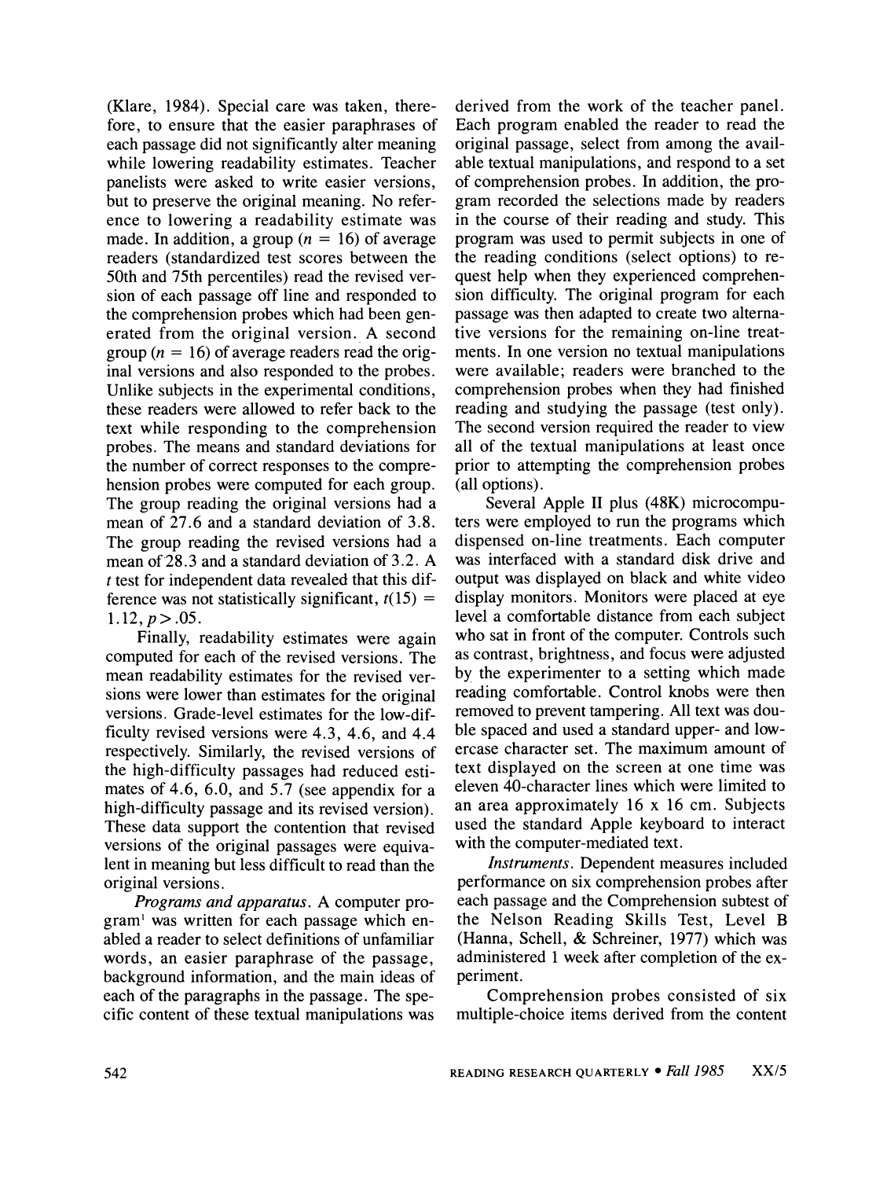(Klare, 1984). Special care was taken, therefore, to ensure that the easier paraphrases of each passage did not significantly alter meaning while lowering readability estimates. Teacher panelists were asked to write easier versions, but to preserve the original meaning. No reference to lowering a readability estimate was made. In addition, a group ($n$ = 16) of average readers (standardized test scores between the 50th and 75th percentiles) read the revised version of each passage off line and responded to the comprehension probes which had been generated from the original version. A second group ($n$ = 16) of average readers read the original versions and also responded to the probes. Unlike subjects in the experimental conditions, these readers were allowed to refer back to the text while responding to the comprehension probes. The means and standard deviations for the number of correct responses to the comprehension probes were computed for each group. The group reading the original versions had a mean of 27.6 and a standard deviation of 3.8. The group reading the revised versions had a mean of 28.3 and a standard deviation of 3.2. A $t$ test for independent data revealed that this difference was not statistically significant, $t(15) = 1.12, p > .05$.

Finally, readability estimates were again computed for each of the revised versions. The mean readability estimates for the revised versions were lower than estimates for the original versions. Grade-level estimates for the low-difficulty revised versions were 4.3, 4.6, and 4.4 respectively. Similarly, the revised versions of the high-difficulty passages had reduced estimates of 4.6, 6.0, and 5.7 (see appendix for a high-difficulty passage and its revised version). These data support the contention that revised versions of the original passages were equivalent in meaning but less difficult to read than the original versions.

*Programs and apparatus*. A computer program[1] was written for each passage which enabled a reader to select definitions of unfamiliar words, an easier paraphrase of the passage, background information, and the main ideas of each of the paragraphs in the passage. The specific content of these textual manipulations was derived from the work of the teacher panel. Each program enabled the reader to read the original passage, select from among the available textual manipulations, and respond to a set of comprehension probes. In addition, the program recorded the selections made by readers in the course of their reading and study. This program was used to permit subjects in one of the reading conditions (select options) to request help when they experienced comprehension difficulty. The original program for each passage was then adapted to create two alternative versions for the remaining on-line treatments. In one version no textual manipulations were available; readers were branched to the comprehension probes when they had finished reading and studying the passage (test only). The second version required the reader to view all of the textual manipulations at least once prior to attempting the comprehension probes (all options).

Several Apple II plus (48K) microcomputers were employed to run the programs which dispensed on-line treatments. Each computer was interfaced with a standard disk drive and output was displayed on black and white video display monitors. Monitors were placed at eye level a comfortable distance from each subject who sat in front of the computer. Controls such as contrast, brightness, and focus were adjusted by the experimenter to a setting which made reading comfortable. Control knobs were then removed to prevent tampering. All text was double spaced and used a standard upper- and lowercase character set. The maximum amount of text displayed on the screen at one time was eleven 40-character lines which were limited to an area approximately 16 x 16 cm. Subjects used the standard Apple keyboard to interact with the computer-mediated text.

*Instruments*. Dependent measures included performance on six comprehension probes after each passage and the Comprehension subtest of the Nelson Reading Skills Test, Level B (Hanna, Schell, & Schreiner, 1977) which was administered 1 week after completion of the experiment.

Comprehension probes consisted of six multiple-choice items derived from the content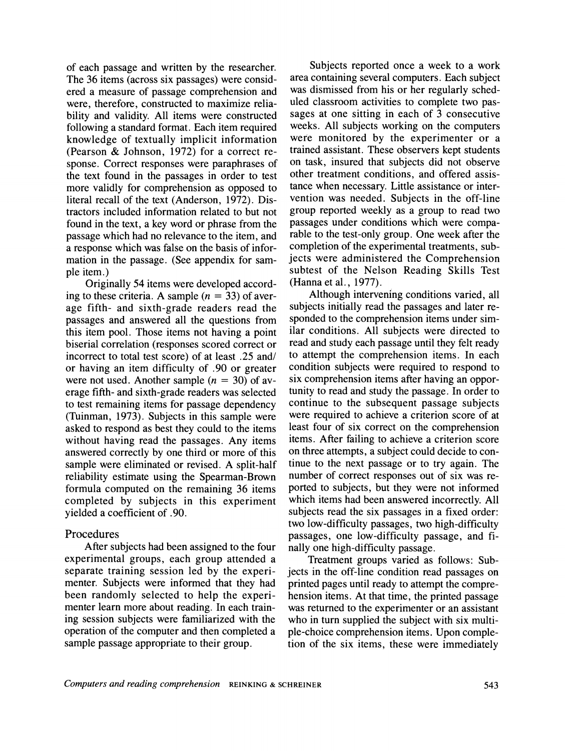of each passage and written by the researcher. The 36 items (across six passages) were considered a measure of passage comprehension and were, therefore, constructed to maximize reliability and validity. All items were constructed following a standard format. Each item required knowledge of textually implicit information (Pearson & Johnson, 1972) for a correct response. Correct responses were paraphrases of the text found in the passages in order to test more validly for comprehension as opposed to literal recall of the text (Anderson, 1972). Distractors included information related to but not found in the text, a key word or phrase from the passage which had no relevance to the item, and a response which was false on the basis of information in the passage. (See appendix for sample item.)

Originally 54 items were developed according to these criteria. A sample ($n = 33$) of average fifth- and sixth-grade readers read the passages and answered all the questions from this item pool. Those items not having a point biserial correlation (responses scored correct or incorrect to total test score) of at least .25 and/or having an item difficulty of .90 or greater were not used. Another sample ($n = 30$) of average fifth- and sixth-grade readers was selected to test remaining items for passage dependency (Tuinman, 1973). Subjects in this sample were asked to respond as best they could to the items without having read the passages. Any items answered correctly by one third or more of this sample were eliminated or revised. A split-half reliability estimate using the Spearman-Brown formula computed on the remaining 36 items completed by subjects in this experiment yielded a coefficient of .90.

## Procedures

After subjects had been assigned to the four experimental groups, each group attended a separate training session led by the experimenter. Subjects were informed that they had been randomly selected to help the experimenter learn more about reading. In each training session subjects were familiarized with the operation of the computer and then completed a sample passage appropriate to their group.

Subjects reported once a week to a work area containing several computers. Each subject was dismissed from his or her regularly scheduled classroom activities to complete two passages at one sitting in each of 3 consecutive weeks. All subjects working on the computers were monitored by the experimenter or a trained assistant. These observers kept students on task, insured that subjects did not observe other treatment conditions, and offered assistance when necessary. Little assistance or intervention was needed. Subjects in the off-line group reported weekly as a group to read two passages under conditions which were comparable to the test-only group. One week after the completion of the experimental treatments, subjects were administered the Comprehension subtest of the Nelson Reading Skills Test (Hanna et al., 1977).

Although intervening conditions varied, all subjects initially read the passages and later responded to the comprehension items under similar conditions. All subjects were directed to read and study each passage until they felt ready to attempt the comprehension items. In each condition subjects were required to respond to six comprehension items after having an opportunity to read and study the passage. In order to continue to the subsequent passage subjects were required to achieve a criterion score of at least four of six correct on the comprehension items. After failing to achieve a criterion score on three attempts, a subject could decide to continue to the next passage or to try again. The number of correct responses out of six was reported to subjects, but they were not informed which items had been answered incorrectly. All subjects read the six passages in a fixed order: two low-difficulty passages, two high-difficulty passages, one low-difficulty passage, and finally one high-difficulty passage.

Treatment groups varied as follows: Subjects in the off-line condition read passages on printed pages until ready to attempt the comprehension items. At that time, the printed passage was returned to the experimenter or an assistant who in turn supplied the subject with six multiple-choice comprehension items. Upon completion of the six items, these were immediately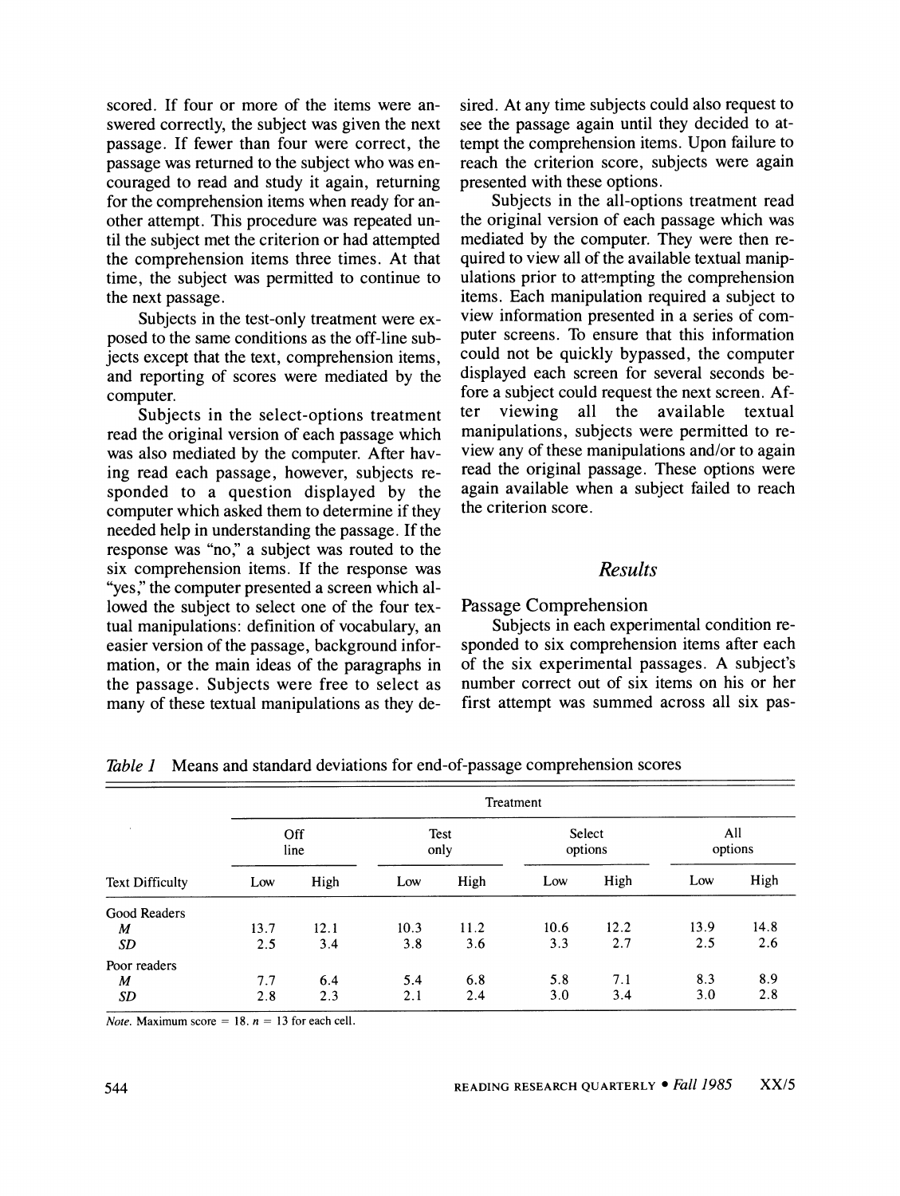scored. If four or more of the items were answered correctly, the subject was given the next passage. If fewer than four were correct, the passage was returned to the subject who was encouraged to read and study it again, returning for the comprehension items when ready for another attempt. This procedure was repeated until the subject met the criterion or had attempted the comprehension items three times. At that time, the subject was permitted to continue to the next passage.

Subjects in the test-only treatment were exposed to the same conditions as the off-line subjects except that the text, comprehension items, and reporting of scores were mediated by the computer.

Subjects in the select-options treatment read the original version of each passage which was also mediated by the computer. After having read each passage, however, subjects responded to a question displayed by the computer which asked them to determine if they needed help in understanding the passage. If the response was "no," a subject was routed to the six comprehension items. If the response was "yes," the computer presented a screen which allowed the subject to select one of the four textual manipulations: definition of vocabulary, an easier version of the passage, background information, or the main ideas of the paragraphs in the passage. Subjects were free to select as many of these textual manipulations as they desired. At any time subjects could also request to see the passage again until they decided to attempt the comprehension items. Upon failure to reach the criterion score, subjects were again presented with these options.

Subjects in the all-options treatment read the original version of each passage which was mediated by the computer. They were then required to view all of the available textual manipulations prior to attempting the comprehension items. Each manipulation required a subject to view information presented in a series of computer screens. To ensure that this information could not be quickly bypassed, the computer displayed each screen for several seconds before a subject could request the next screen. After viewing all the available textual manipulations, subjects were permitted to review any of these manipulations and/or to again read the original passage. These options were again available when a subject failed to reach the criterion score.

## Results

### Passage Comprehension

Subjects in each experimental condition responded to six comprehension items after each of the six experimental passages. A subject's number correct out of six items on his or her first attempt was summed across all six pas-

*Table 1* Means and standard deviations for end-of-passage comprehension scores

| | Treatment | | | | | | | |
|---|---|---|---|---|---|---|---|---|
| | Off line | | Test only | | Select options | | All options | |
| Text Difficulty | Low | High | Low | High | Low | High | Low | High |
| Good Readers | | | | | | | | |
| *M* | 13.7 | 12.1 | 10.3 | 11.2 | 10.6 | 12.2 | 13.9 | 14.8 |
| *SD* | 2.5 | 3.4 | 3.8 | 3.6 | 3.3 | 2.7 | 2.5 | 2.6 |
| Poor readers | | | | | | | | |
| *M* | 7.7 | 6.4 | 5.4 | 6.8 | 5.8 | 7.1 | 8.3 | 8.9 |
| *SD* | 2.8 | 2.3 | 2.1 | 2.4 | 3.0 | 3.4 | 3.0 | 2.8 |

*Note.* Maximum score = 18. $n$ = 13 for each cell.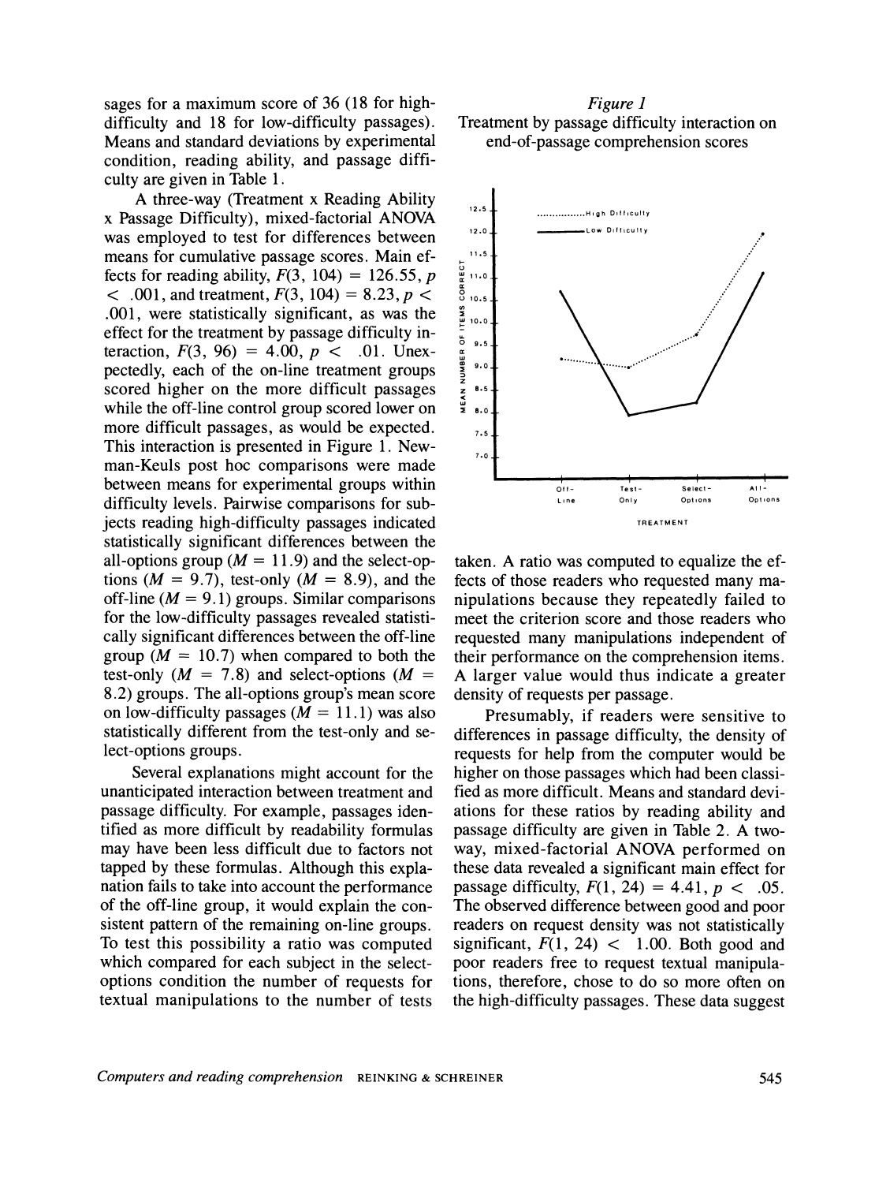sages for a maximum score of 36 (18 for high-difficulty and 18 for low-difficulty passages). Means and standard deviations by experimental condition, reading ability, and passage difficulty are given in Table 1.

A three-way (Treatment x Reading Ability x Passage Difficulty), mixed-factorial ANOVA was employed to test for differences between means for cumulative passage scores. Main effects for reading ability, $F(3, 104) = 126.55$, $p < .001$, and treatment, $F(3, 104) = 8.23$, $p < .001$, were statistically significant, as was the effect for the treatment by passage difficulty interaction, $F(3, 96) = 4.00$, $p < .01$. Unexpectedly, each of the on-line treatment groups scored higher on the more difficult passages while the off-line control group scored lower on more difficult passages, as would be expected. This interaction is presented in Figure 1. Newman-Keuls post hoc comparisons were made between means for experimental groups within difficulty levels. Pairwise comparisons for subjects reading high-difficulty passages indicated statistically significant differences between the all-options group ($M = 11.9$) and the select-options ($M = 9.7$), test-only ($M = 8.9$), and the off-line ($M = 9.1$) groups. Similar comparisons for the low-difficulty passages revealed statistically significant differences between the off-line group ($M = 10.7$) when compared to both the test-only ($M = 7.8$) and select-options ($M = 8.2$) groups. The all-options group's mean score on low-difficulty passages ($M = 11.1$) was also statistically different from the test-only and select-options groups.

*Figure 1*
Treatment by passage difficulty interaction on end-of-passage comprehension scores

Several explanations might account for the unanticipated interaction between treatment and passage difficulty. For example, passages identified as more difficult by readability formulas may have been less difficult due to factors not tapped by these formulas. Although this explanation fails to take into account the performance of the off-line group, it would explain the consistent pattern of the remaining on-line groups. To test this possibility a ratio was computed which compared for each subject in the select-options condition the number of requests for textual manipulations to the number of tests taken. A ratio was computed to equalize the effects of those readers who requested many manipulations because they repeatedly failed to meet the criterion score and those readers who requested many manipulations independent of their performance on the comprehension items. A larger value would thus indicate a greater density of requests per passage.

Presumably, if readers were sensitive to differences in passage difficulty, the density of requests for help from the computer would be higher on those passages which had been classified as more difficult. Means and standard deviations for these ratios by reading ability and passage difficulty are given in Table 2. A two-way, mixed-factorial ANOVA performed on these data revealed a significant main effect for passage difficulty, $F(1, 24) = 4.41$, $p < .05$. The observed difference between good and poor readers on request density was not statistically significant, $F(1, 24) < 1.00$. Both good and poor readers free to request textual manipulations, therefore, chose to do so more often on the high-difficulty passages. These data suggest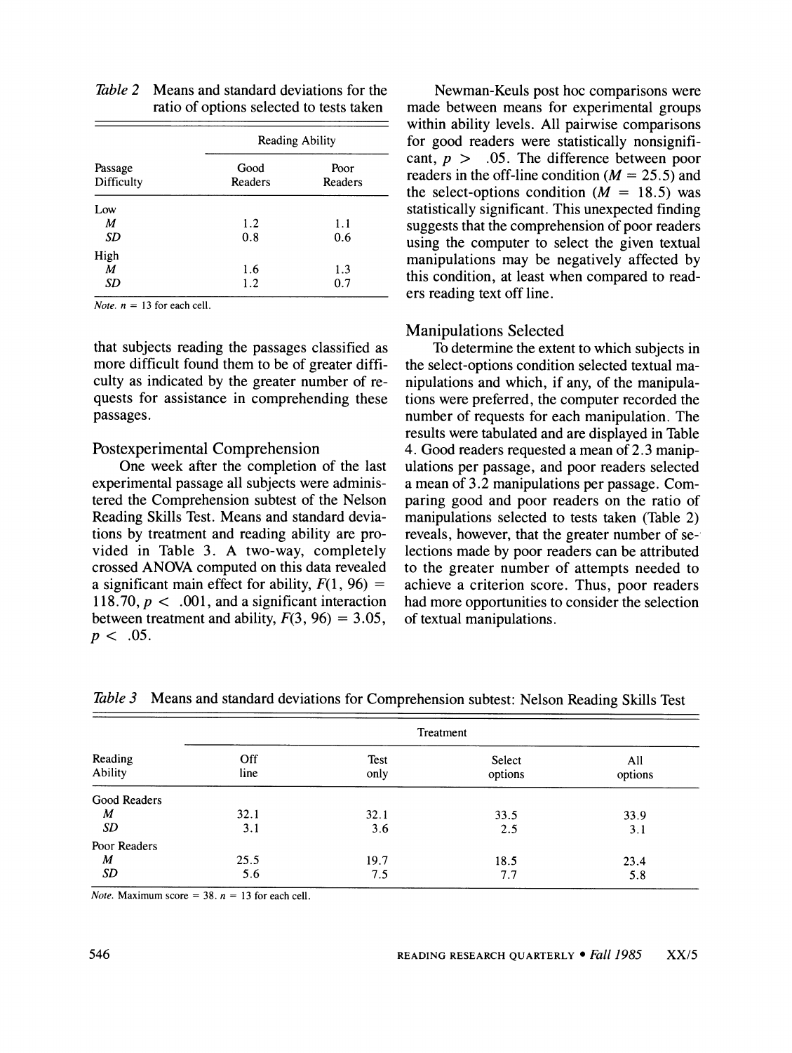*Table 2* Means and standard deviations for the ratio of options selected to tests taken

| Passage Difficulty | Reading Ability | |
|---|---|---|
| | Good Readers | Poor Readers |
| Low | | |
| *M* | 1.2 | 1.1 |
| *SD* | 0.8 | 0.6 |
| High | | |
| *M* | 1.6 | 1.3 |
| *SD* | 1.2 | 0.7 |

*Note.* $n = 13$ for each cell.

that subjects reading the passages classified as more difficult found them to be of greater difficulty as indicated by the greater number of requests for assistance in comprehending these passages.

## Postexperimental Comprehension

One week after the completion of the last experimental passage all subjects were administered the Comprehension subtest of the Nelson Reading Skills Test. Means and standard deviations by treatment and reading ability are provided in Table 3. A two-way, completely crossed ANOVA computed on this data revealed a significant main effect for ability, $F(1, 96) = 118.70$, $p < .001$, and a significant interaction between treatment and ability, $F(3, 96) = 3.05$, $p < .05$.

Newman-Keuls post hoc comparisons were made between means for experimental groups within ability levels. All pairwise comparisons for good readers were statistically nonsignificant, $p > .05$. The difference between poor readers in the off-line condition ($M = 25.5$) and the select-options condition ($M = 18.5$) was statistically significant. This unexpected finding suggests that the comprehension of poor readers using the computer to select the given textual manipulations may be negatively affected by this condition, at least when compared to readers reading text off line.

## Manipulations Selected

To determine the extent to which subjects in the select-options condition selected textual manipulations and which, if any, of the manipulations were preferred, the computer recorded the number of requests for each manipulation. The results were tabulated and are displayed in Table 4. Good readers requested a mean of 2.3 manipulations per passage, and poor readers selected a mean of 3.2 manipulations per passage. Comparing good and poor readers on the ratio of manipulations selected to tests taken (Table 2) reveals, however, that the greater number of selections made by poor readers can be attributed to the greater number of attempts needed to achieve a criterion score. Thus, poor readers had more opportunities to consider the selection of textual manipulations.

*Table 3* Means and standard deviations for Comprehension subtest: Nelson Reading Skills Test

| Reading Ability | Treatment | | | |
|---|---|---|---|---|
| | Off line | Test only | Select options | All options |
| Good Readers | | | | |
| *M* | 32.1 | 32.1 | 33.5 | 33.9 |
| *SD* | 3.1 | 3.6 | 2.5 | 3.1 |
| Poor Readers | | | | |
| *M* | 25.5 | 19.7 | 18.5 | 23.4 |
| *SD* | 5.6 | 7.5 | 7.7 | 5.8 |

*Note.* Maximum score = 38. $n = 13$ for each cell.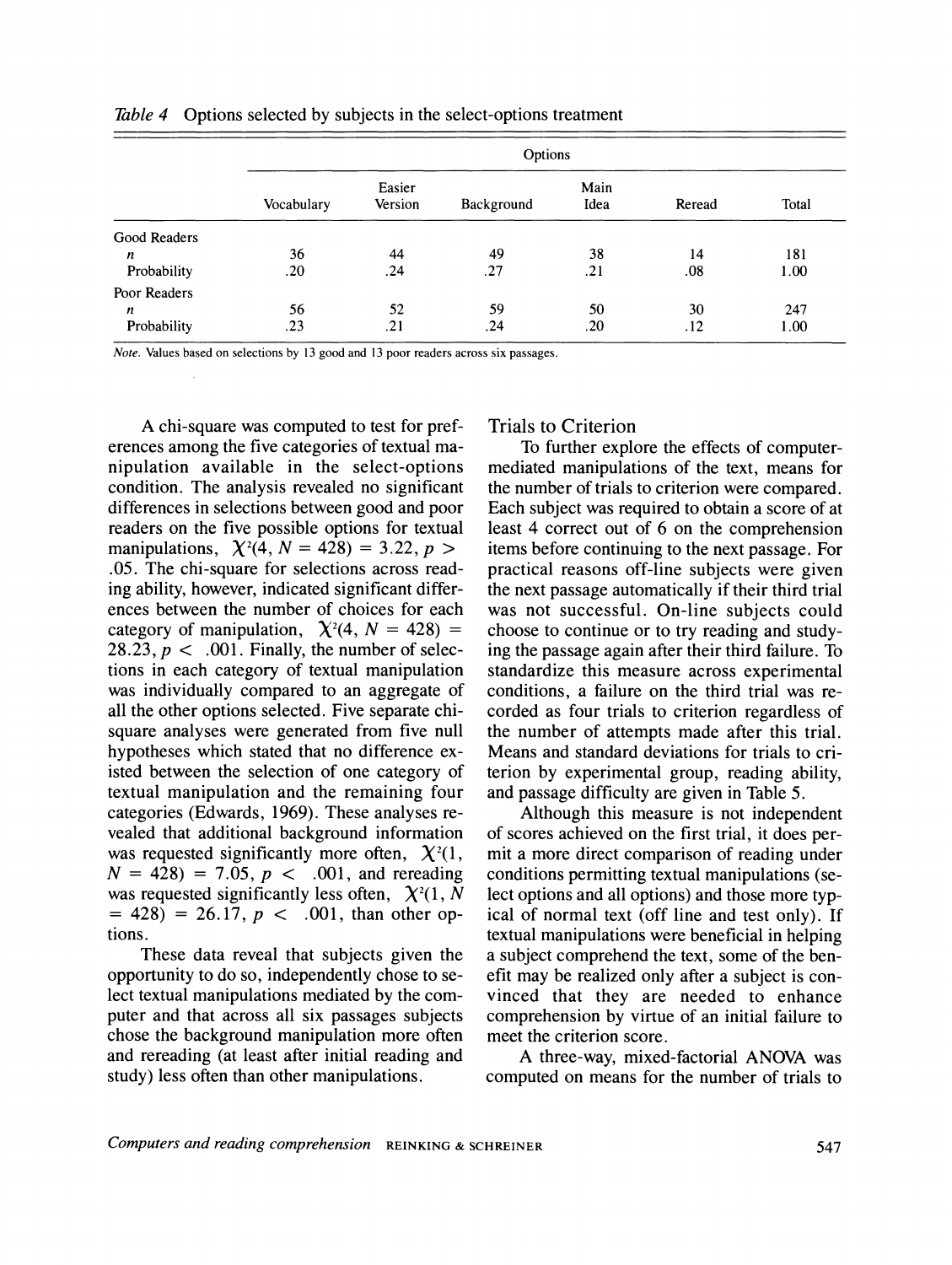*Table 4* Options selected by subjects in the select-options treatment

| | Options | | | | | |
|---|---|---|---|---|---|---|
| | Vocabulary | Easier Version | Background | Main Idea | Reread | Total |
| Good Readers | | | | | | |
| *n* | 36 | 44 | 49 | 38 | 14 | 181 |
| Probability | .20 | .24 | .27 | .21 | .08 | 1.00 |
| Poor Readers | | | | | | |
| *n* | 56 | 52 | 59 | 50 | 30 | 247 |
| Probability | .23 | .21 | .24 | .20 | .12 | 1.00 |

*Note.* Values based on selections by 13 good and 13 poor readers across six passages.

A chi-square was computed to test for preferences among the five categories of textual manipulation available in the select-options condition. The analysis revealed no significant differences in selections between good and poor readers on the five possible options for textual manipulations, $\chi^2(4, N = 428) = 3.22, p > .05$. The chi-square for selections across reading ability, however, indicated significant differences between the number of choices for each category of manipulation, $\chi^2(4, N = 428) = 28.23, p < .001$. Finally, the number of selections in each category of textual manipulation was individually compared to an aggregate of all the other options selected. Five separate chi-square analyses were generated from five null hypotheses which stated that no difference existed between the selection of one category of textual manipulation and the remaining four categories (Edwards, 1969). These analyses revealed that additional background information was requested significantly more often, $\chi^2(1, N = 428) = 7.05, p < .001$, and rereading was requested significantly less often, $\chi^2(1, N = 428) = 26.17, p < .001$, than other options.

These data reveal that subjects given the opportunity to do so, independently chose to select textual manipulations mediated by the computer and that across all six passages subjects chose the background manipulation more often and rereading (at least after initial reading and study) less often than other manipulations.

## Trials to Criterion

To further explore the effects of computer-mediated manipulations of the text, means for the number of trials to criterion were compared. Each subject was required to obtain a score of at least 4 correct out of 6 on the comprehension items before continuing to the next passage. For practical reasons off-line subjects were given the next passage automatically if their third trial was not successful. On-line subjects could choose to continue or to try reading and studying the passage again after their third failure. To standardize this measure across experimental conditions, a failure on the third trial was recorded as four trials to criterion regardless of the number of attempts made after this trial. Means and standard deviations for trials to criterion by experimental group, reading ability, and passage difficulty are given in Table 5.

Although this measure is not independent of scores achieved on the first trial, it does permit a more direct comparison of reading under conditions permitting textual manipulations (select options and all options) and those more typical of normal text (off line and test only). If textual manipulations were beneficial in helping a subject comprehend the text, some of the benefit may be realized only after a subject is convinced that they are needed to enhance comprehension by virtue of an initial failure to meet the criterion score.

A three-way, mixed-factorial ANOVA was computed on means for the number of trials to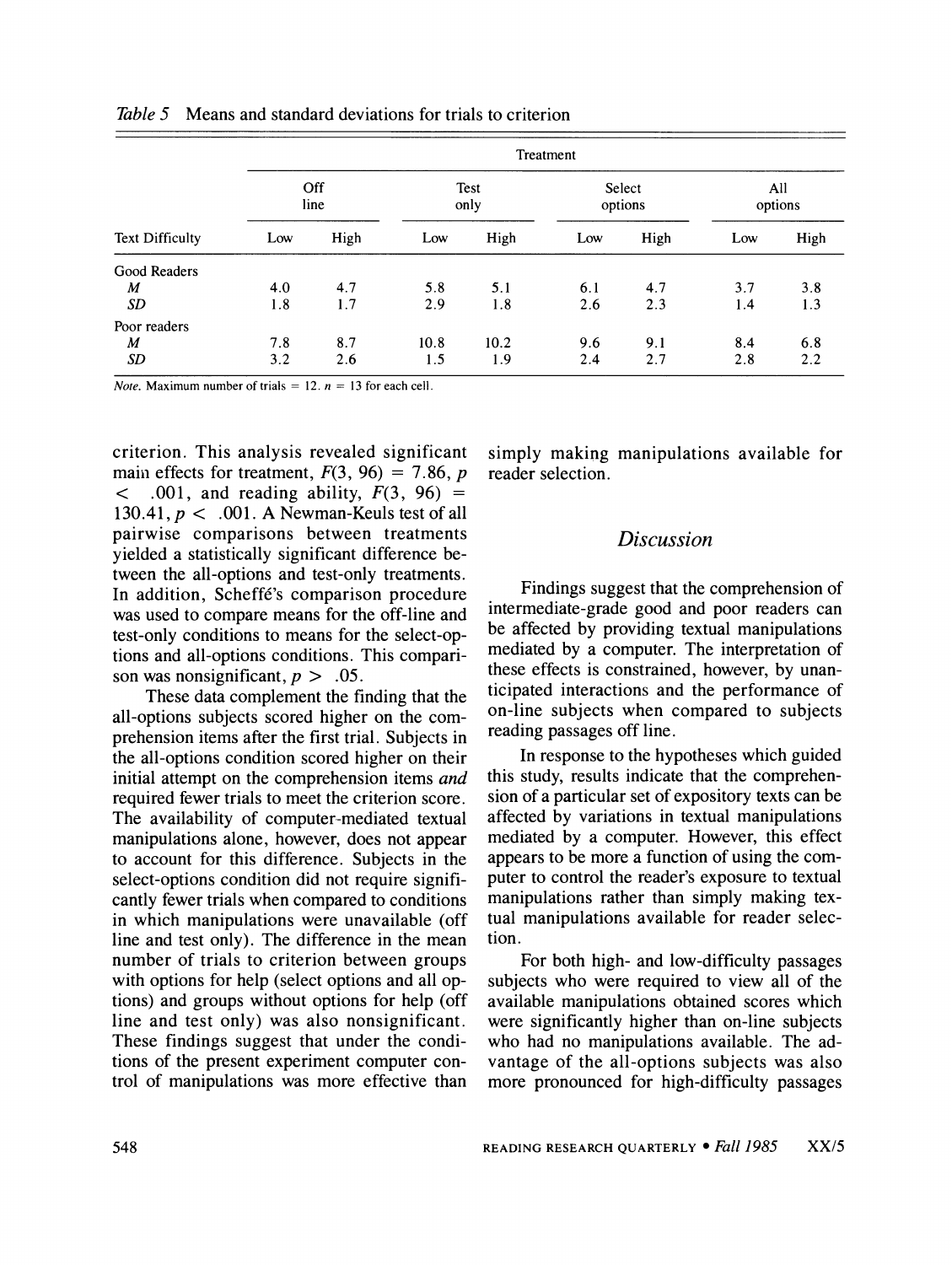*Table 5* Means and standard deviations for trials to criterion

| | Treatment | | | | | | | |
|---|---|---|---|---|---|---|---|---|
| | Off line | | Test only | | Select options | | All options | |
| Text Difficulty | Low | High | Low | High | Low | High | Low | High |
| Good Readers | | | | | | | | |
| *M* | 4.0 | 4.7 | 5.8 | 5.1 | 6.1 | 4.7 | 3.7 | 3.8 |
| *SD* | 1.8 | 1.7 | 2.9 | 1.8 | 2.6 | 2.3 | 1.4 | 1.3 |
| Poor readers | | | | | | | | |
| *M* | 7.8 | 8.7 | 10.8 | 10.2 | 9.6 | 9.1 | 8.4 | 6.8 |
| *SD* | 3.2 | 2.6 | 1.5 | 1.9 | 2.4 | 2.7 | 2.8 | 2.2 |

*Note.* Maximum number of trials = 12. $n$ = 13 for each cell.

criterion. This analysis revealed significant main effects for treatment, $F(3, 96) = 7.86$, $p < .001$, and reading ability, $F(3, 96) = 130.41$, $p < .001$. A Newman-Keuls test of all pairwise comparisons between treatments yielded a statistically significant difference between the all-options and test-only treatments. In addition, Scheffé's comparison procedure was used to compare means for the off-line and test-only conditions to means for the select-options and all-options conditions. This comparison was nonsignificant, $p > .05$.

These data complement the finding that the all-options subjects scored higher on the comprehension items after the first trial. Subjects in the all-options condition scored higher on their initial attempt on the comprehension items *and* required fewer trials to meet the criterion score. The availability of computer-mediated textual manipulations alone, however, does not appear to account for this difference. Subjects in the select-options condition did not require significantly fewer trials when compared to conditions in which manipulations were unavailable (off line and test only). The difference in the mean number of trials to criterion between groups with options for help (select options and all options) and groups without options for help (off line and test only) was also nonsignificant. These findings suggest that under the conditions of the present experiment computer control of manipulations was more effective than simply making manipulations available for reader selection.

## Discussion

Findings suggest that the comprehension of intermediate-grade good and poor readers can be affected by providing textual manipulations mediated by a computer. The interpretation of these effects is constrained, however, by unanticipated interactions and the performance of on-line subjects when compared to subjects reading passages off line.

In response to the hypotheses which guided this study, results indicate that the comprehension of a particular set of expository texts can be affected by variations in textual manipulations mediated by a computer. However, this effect appears to be more a function of using the computer to control the reader's exposure to textual manipulations rather than simply making textual manipulations available for reader selection.

For both high- and low-difficulty passages subjects who were required to view all of the available manipulations obtained scores which were significantly higher than on-line subjects who had no manipulations available. The advantage of the all-options subjects was also more pronounced for high-difficulty passages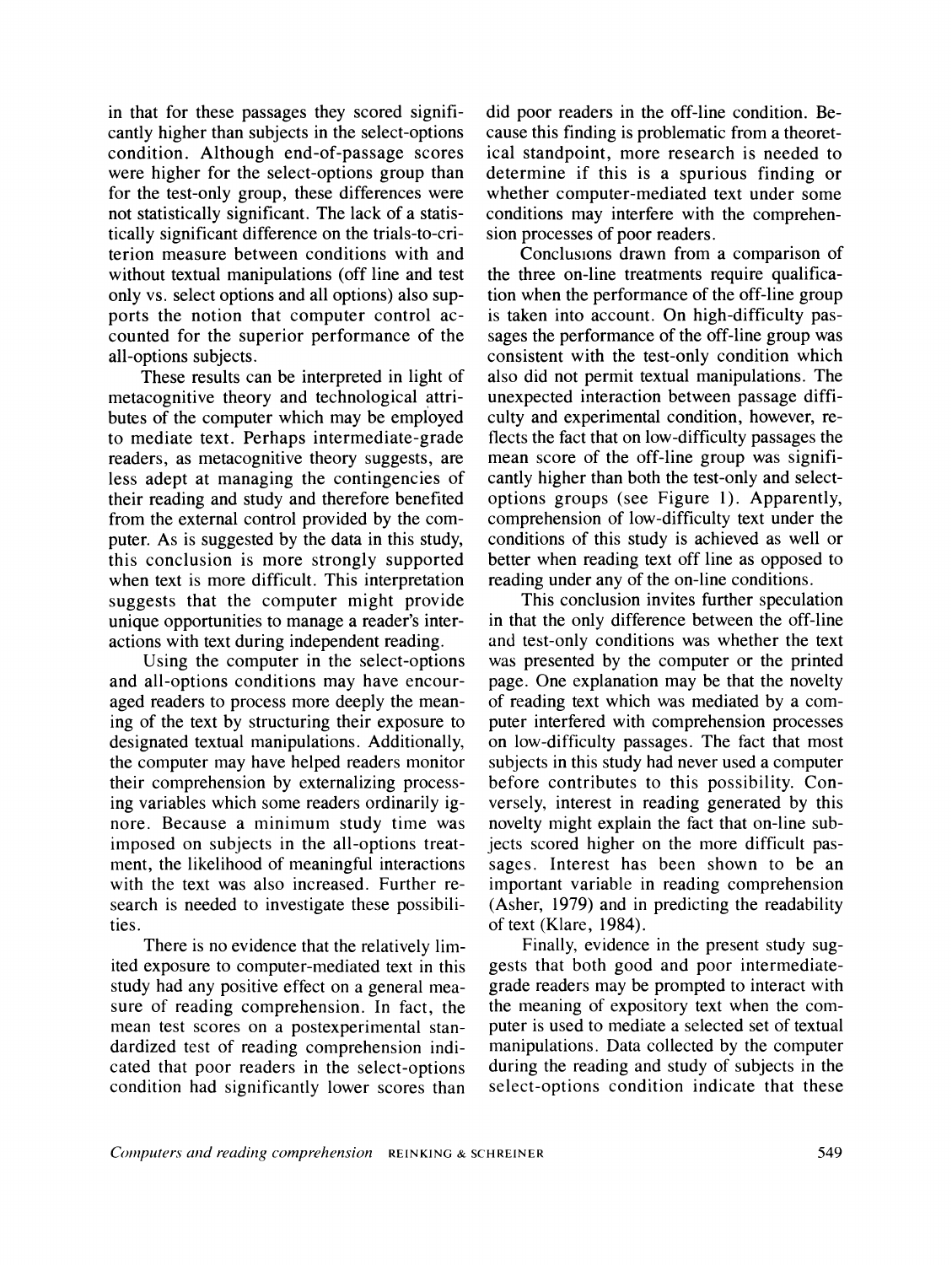in that for these passages they scored significantly higher than subjects in the select-options condition. Although end-of-passage scores were higher for the select-options group than for the test-only group, these differences were not statistically significant. The lack of a statistically significant difference on the trials-to-criterion measure between conditions with and without textual manipulations (off line and test only vs. select options and all options) also supports the notion that computer control accounted for the superior performance of the all-options subjects.

These results can be interpreted in light of metacognitive theory and technological attributes of the computer which may be employed to mediate text. Perhaps intermediate-grade readers, as metacognitive theory suggests, are less adept at managing the contingencies of their reading and study and therefore benefited from the external control provided by the computer. As is suggested by the data in this study, this conclusion is more strongly supported when text is more difficult. This interpretation suggests that the computer might provide unique opportunities to manage a reader's interactions with text during independent reading.

Using the computer in the select-options and all-options conditions may have encouraged readers to process more deeply the meaning of the text by structuring their exposure to designated textual manipulations. Additionally, the computer may have helped readers monitor their comprehension by externalizing processing variables which some readers ordinarily ignore. Because a minimum study time was imposed on subjects in the all-options treatment, the likelihood of meaningful interactions with the text was also increased. Further research is needed to investigate these possibilities.

There is no evidence that the relatively limited exposure to computer-mediated text in this study had any positive effect on a general measure of reading comprehension. In fact, the mean test scores on a postexperimental standardized test of reading comprehension indicated that poor readers in the select-options condition had significantly lower scores than did poor readers in the off-line condition. Because this finding is problematic from a theoretical standpoint, more research is needed to determine if this is a spurious finding or whether computer-mediated text under some conditions may interfere with the comprehension processes of poor readers.

Conclusions drawn from a comparison of the three on-line treatments require qualification when the performance of the off-line group is taken into account. On high-difficulty passages the performance of the off-line group was consistent with the test-only condition which also did not permit textual manipulations. The unexpected interaction between passage difficulty and experimental condition, however, reflects the fact that on low-difficulty passages the mean score of the off-line group was significantly higher than both the test-only and select-options groups (see Figure 1). Apparently, comprehension of low-difficulty text under the conditions of this study is achieved as well or better when reading text off line as opposed to reading under any of the on-line conditions.

This conclusion invites further speculation in that the only difference between the off-line and test-only conditions was whether the text was presented by the computer or the printed page. One explanation may be that the novelty of reading text which was mediated by a computer interfered with comprehension processes on low-difficulty passages. The fact that most subjects in this study had never used a computer before contributes to this possibility. Conversely, interest in reading generated by this novelty might explain the fact that on-line subjects scored higher on the more difficult passages. Interest has been shown to be an important variable in reading comprehension (Asher, 1979) and in predicting the readability of text (Klare, 1984).

Finally, evidence in the present study suggests that both good and poor intermediate-grade readers may be prompted to interact with the meaning of expository text when the computer is used to mediate a selected set of textual manipulations. Data collected by the computer during the reading and study of subjects in the select-options condition indicate that these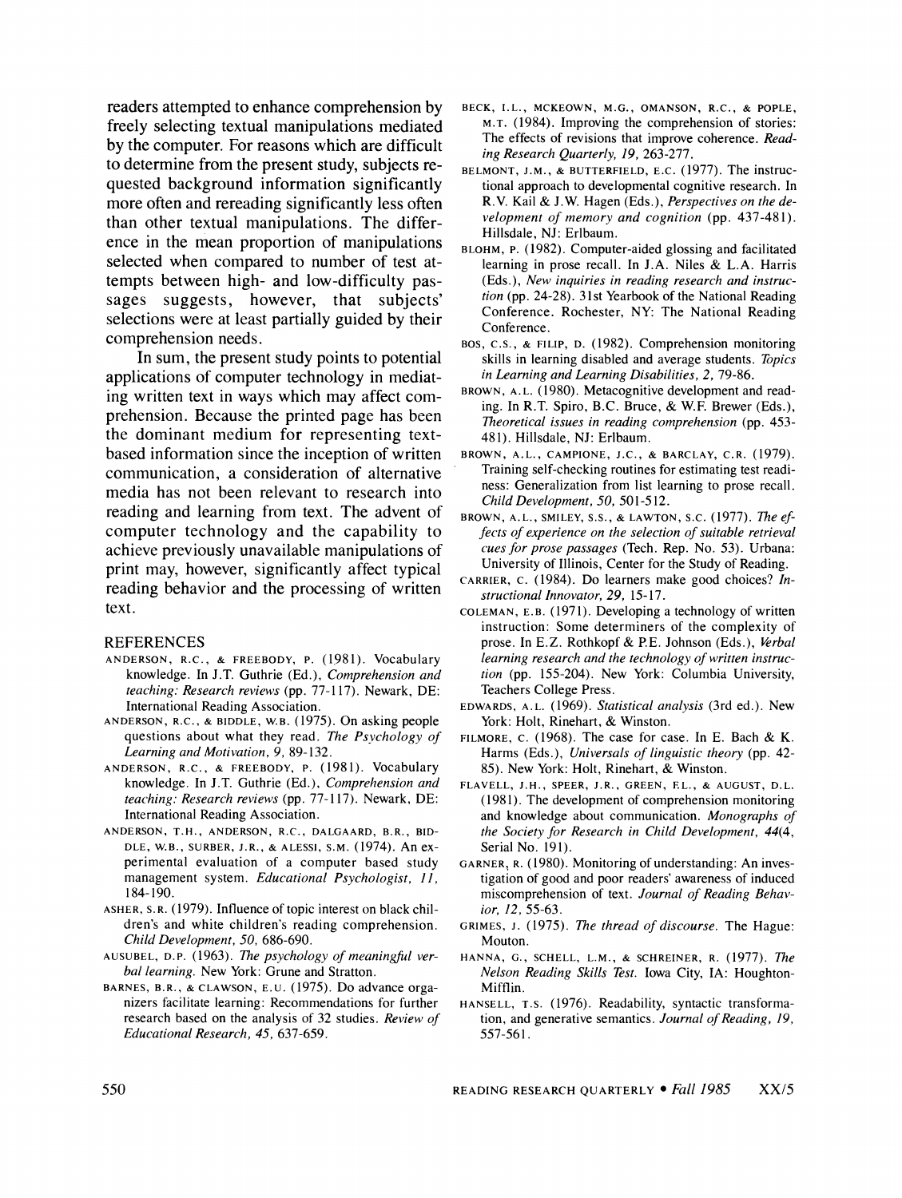readers attempted to enhance comprehension by freely selecting textual manipulations mediated by the computer. For reasons which are difficult to determine from the present study, subjects requested background information significantly more often and rereading significantly less often than other textual manipulations. The difference in the mean proportion of manipulations selected when compared to number of test attempts between high- and low-difficulty passages suggests, however, that subjects' selections were at least partially guided by their comprehension needs.

In sum, the present study points to potential applications of computer technology in mediating written text in ways which may affect comprehension. Because the printed page has been the dominant medium for representing text-based information since the inception of written communication, a consideration of alternative media has not been relevant to research into reading and learning from text. The advent of computer technology and the capability to achieve previously unavailable manipulations of print may, however, significantly affect typical reading behavior and the processing of written text.

## REFERENCES

ANDERSON, R.C., & FREEBODY, P. (1981). Vocabulary knowledge. In J.T. Guthrie (Ed.), *Comprehension and teaching: Research reviews* (pp. 77-117). Newark, DE: International Reading Association.

ANDERSON, R.C., & BIDDLE, W.B. (1975). On asking people questions about what they read. *The Psychology of Learning and Motivation, 9*, 89-132.

ANDERSON, R.C., & FREEBODY, P. (1981). Vocabulary knowledge. In J.T. Guthrie (Ed.), *Comprehension and teaching: Research reviews* (pp. 77-117). Newark, DE: International Reading Association.

ANDERSON, T.H., ANDERSON, R.C., DALGAARD, B.R., BIDDLE, W.B., SURBER, J.R., & ALESSI, S.M. (1974). An experimental evaluation of a computer based study management system. *Educational Psychologist, 11*, 184-190.

ASHER, S.R. (1979). Influence of topic interest on black children's and white children's reading comprehension. *Child Development, 50*, 686-690.

AUSUBEL, D.P. (1963). *The psychology of meaningful verbal learning.* New York: Grune and Stratton.

BARNES, B.R., & CLAWSON, E.U. (1975). Do advance organizers facilitate learning: Recommendations for further research based on the analysis of 32 studies. *Review of Educational Research, 45*, 637-659.

BECK, I.L., MCKEOWN, M.G., OMANSON, R.C., & POPLE, M.T. (1984). Improving the comprehension of stories: The effects of revisions that improve coherence. *Reading Research Quarterly, 19*, 263-277.

BELMONT, J.M., & BUTTERFIELD, E.C. (1977). The instructional approach to developmental cognitive research. In R.V. Kail & J.W. Hagen (Eds.), *Perspectives on the development of memory and cognition* (pp. 437-481). Hillsdale, NJ: Erlbaum.

BLOHM, P. (1982). Computer-aided glossing and facilitated learning in prose recall. In J.A. Niles & L.A. Harris (Eds.), *New inquiries in reading research and instruction* (pp. 24-28). 31st Yearbook of the National Reading Conference. Rochester, NY: The National Reading Conference.

BOS, C.S., & FILIP, D. (1982). Comprehension monitoring skills in learning disabled and average students. *Topics in Learning and Learning Disabilities, 2*, 79-86.

BROWN, A.L. (1980). Metacognitive development and reading. In R.T. Spiro, B.C. Bruce, & W.F. Brewer (Eds.), *Theoretical issues in reading comprehension* (pp. 453-481). Hillsdale, NJ: Erlbaum.

BROWN, A.L., CAMPIONE, J.C., & BARCLAY, C.R. (1979). Training self-checking routines for estimating test readiness: Generalization from list learning to prose recall. *Child Development, 50*, 501-512.

BROWN, A.L., SMILEY, S.S., & LAWTON, S.C. (1977). *The effects of experience on the selection of suitable retrieval cues for prose passages* (Tech. Rep. No. 53). Urbana: University of Illinois, Center for the Study of Reading.

CARRIER, C. (1984). Do learners make good choices? *Instructional Innovator, 29*, 15-17.

COLEMAN, E.B. (1971). Developing a technology of written instruction: Some determiners of the complexity of prose. In E.Z. Rothkopf & P.E. Johnson (Eds.), *Verbal learning research and the technology of written instruction* (pp. 155-204). New York: Columbia University, Teachers College Press.

EDWARDS, A.L. (1969). *Statistical analysis* (3rd ed.). New York: Holt, Rinehart, & Winston.

FILMORE, C. (1968). The case for case. In E. Bach & K. Harms (Eds.), *Universals of linguistic theory* (pp. 42-85). New York: Holt, Rinehart, & Winston.

FLAVELL, J.H., SPEER, J.R., GREEN, F.L., & AUGUST, D.L. (1981). The development of comprehension monitoring and knowledge about communication. *Monographs of the Society for Research in Child Development, 44*(4, Serial No. 191).

GARNER, R. (1980). Monitoring of understanding: An investigation of good and poor readers' awareness of induced miscomprehension of text. *Journal of Reading Behavior, 12*, 55-63.

GRIMES, J. (1975). *The thread of discourse.* The Hague: Mouton.

HANNA, G., SCHELL, L.M., & SCHREINER, R. (1977). *The Nelson Reading Skills Test.* Iowa City, IA: Houghton-Mifflin.

HANSELL, T.S. (1976). Readability, syntactic transformation, and generative semantics. *Journal of Reading, 19*, 557-561.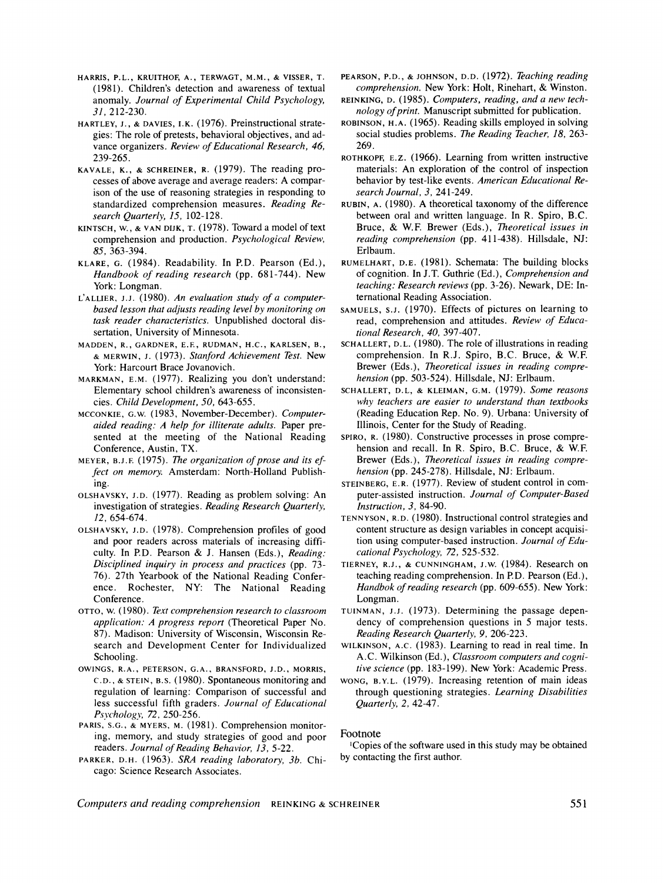HARRIS, P.L., KRUITHOF, A., TERWAGT, M.M., & VISSER, T. (1981). Children's detection and awareness of textual anomaly. *Journal of Experimental Child Psychology, 31*, 212-230.

HARTLEY, J., & DAVIES, I.K. (1976). Preinstructional strategies: The role of pretests, behavioral objectives, and advance organizers. *Review of Educational Research, 46*, 239-265.

KAVALE, K., & SCHREINER, R. (1979). The reading processes of above average and average readers: A comparison of the use of reasoning strategies in responding to standardized comprehension measures. *Reading Research Quarterly, 15*, 102-128.

KINTSCH, W., & VAN DIJK, T. (1978). Toward a model of text comprehension and production. *Psychological Review, 85*, 363-394.

KLARE, G. (1984). Readability. In P.D. Pearson (Ed.), *Handbook of reading research* (pp. 681-744). New York: Longman.

L'ALLIER, J.J. (1980). *An evaluation study of a computer-based lesson that adjusts reading level by monitoring on task reader characteristics.* Unpublished doctoral dissertation, University of Minnesota.

MADDEN, R., GARDNER, E.F., RUDMAN, H.C., KARLSEN, B., & MERWIN, J. (1973). *Stanford Achievement Test.* New York: Harcourt Brace Jovanovich.

MARKMAN, E.M. (1977). Realizing you don't understand: Elementary school children's awareness of inconsistencies. *Child Development, 50*, 643-655.

MCCONKIE, G.W. (1983, November-December). *Computer-aided reading: A help for illiterate adults.* Paper presented at the meeting of the National Reading Conference, Austin, TX.

MEYER, B.J.F. (1975). *The organization of prose and its effect on memory.* Amsterdam: North-Holland Publishing.

OLSHAVSKY, J.D. (1977). Reading as problem solving: An investigation of strategies. *Reading Research Quarterly, 12*, 654-674.

OLSHAVSKY, J.D. (1978). Comprehension profiles of good and poor readers across materials of increasing difficulty. In P.D. Pearson & J. Hansen (Eds.), *Reading: Disciplined inquiry in process and practices* (pp. 73-76). 27th Yearbook of the National Reading Conference. Rochester, NY: The National Reading Conference.

OTTO, W. (1980). *Text comprehension research to classroom application: A progress report* (Theoretical Paper No. 87). Madison: University of Wisconsin, Wisconsin Research and Development Center for Individualized Schooling.

OWINGS, R.A., PETERSON, G.A., BRANSFORD, J.D., MORRIS, C.D., & STEIN, B.S. (1980). Spontaneous monitoring and regulation of learning: Comparison of successful and less successful fifth graders. *Journal of Educational Psychology, 72*, 250-256.

PARIS, S.G., & MYERS, M. (1981). Comprehension monitoring, memory, and study strategies of good and poor readers. *Journal of Reading Behavior, 13*, 5-22.

PARKER, D.H. (1963). *SRA reading laboratory, 3b.* Chicago: Science Research Associates.

PEARSON, P.D., & JOHNSON, D.D. (1972). *Teaching reading comprehension.* New York: Holt, Rinehart, & Winston.

REINKING, D. (1985). *Computers, reading, and a new technology of print.* Manuscript submitted for publication.

ROBINSON, H.A. (1965). Reading skills employed in solving social studies problems. *The Reading Teacher, 18*, 263-269.

ROTHKOPF, E.Z. (1966). Learning from written instructive materials: An exploration of the control of inspection behavior by test-like events. *American Educational Research Journal, 3*, 241-249.

RUBIN, A. (1980). A theoretical taxonomy of the difference between oral and written language. In R. Spiro, B.C. Bruce, & W.F. Brewer (Eds.), *Theoretical issues in reading comprehension* (pp. 411-438). Hillsdale, NJ: Erlbaum.

RUMELHART, D.E. (1981). Schemata: The building blocks of cognition. In J.T. Guthrie (Ed.), *Comprehension and teaching: Research reviews* (pp. 3-26). Newark, DE: International Reading Association.

SAMUELS, S.J. (1970). Effects of pictures on learning to read, comprehension and attitudes. *Review of Educational Research, 40*, 397-407.

SCHALLERT, D.L. (1980). The role of illustrations in reading comprehension. In R.J. Spiro, B.C. Bruce, & W.F. Brewer (Eds.), *Theoretical issues in reading comprehension* (pp. 503-524). Hillsdale, NJ: Erlbaum.

SCHALLERT, D.L, & KLEIMAN, G.M. (1979). *Some reasons why teachers are easier to understand than textbooks* (Reading Education Rep. No. 9). Urbana: University of Illinois, Center for the Study of Reading.

SPIRO, R. (1980). Constructive processes in prose comprehension and recall. In R. Spiro, B.C. Bruce, & W.F. Brewer (Eds.), *Theoretical issues in reading comprehension* (pp. 245-278). Hillsdale, NJ: Erlbaum.

STEINBERG, E.R. (1977). Review of student control in computer-assisted instruction. *Journal of Computer-Based Instruction, 3*, 84-90.

TENNYSON, R.D. (1980). Instructional control strategies and content structure as design variables in concept acquisition using computer-based instruction. *Journal of Educational Psychology, 72*, 525-532.

TIERNEY, R.J., & CUNNINGHAM, J.W. (1984). Research on teaching reading comprehension. In P.D. Pearson (Ed.), *Handbok of reading research* (pp. 609-655). New York: Longman.

TUINMAN, J.J. (1973). Determining the passage dependency of comprehension questions in 5 major tests. *Reading Research Quarterly, 9*, 206-223.

WILKINSON, A.C. (1983). Learning to read in real time. In A.C. Wilkinson (Ed.), *Classroom computers and cognitive science* (pp. 183-199). New York: Academic Press.

WONG, B.Y.L. (1979). Increasing retention of main ideas through questioning strategies. *Learning Disabilities Quarterly, 2*, 42-47.

## Footnote

[1]Copies of the software used in this study may be obtained by contacting the first author.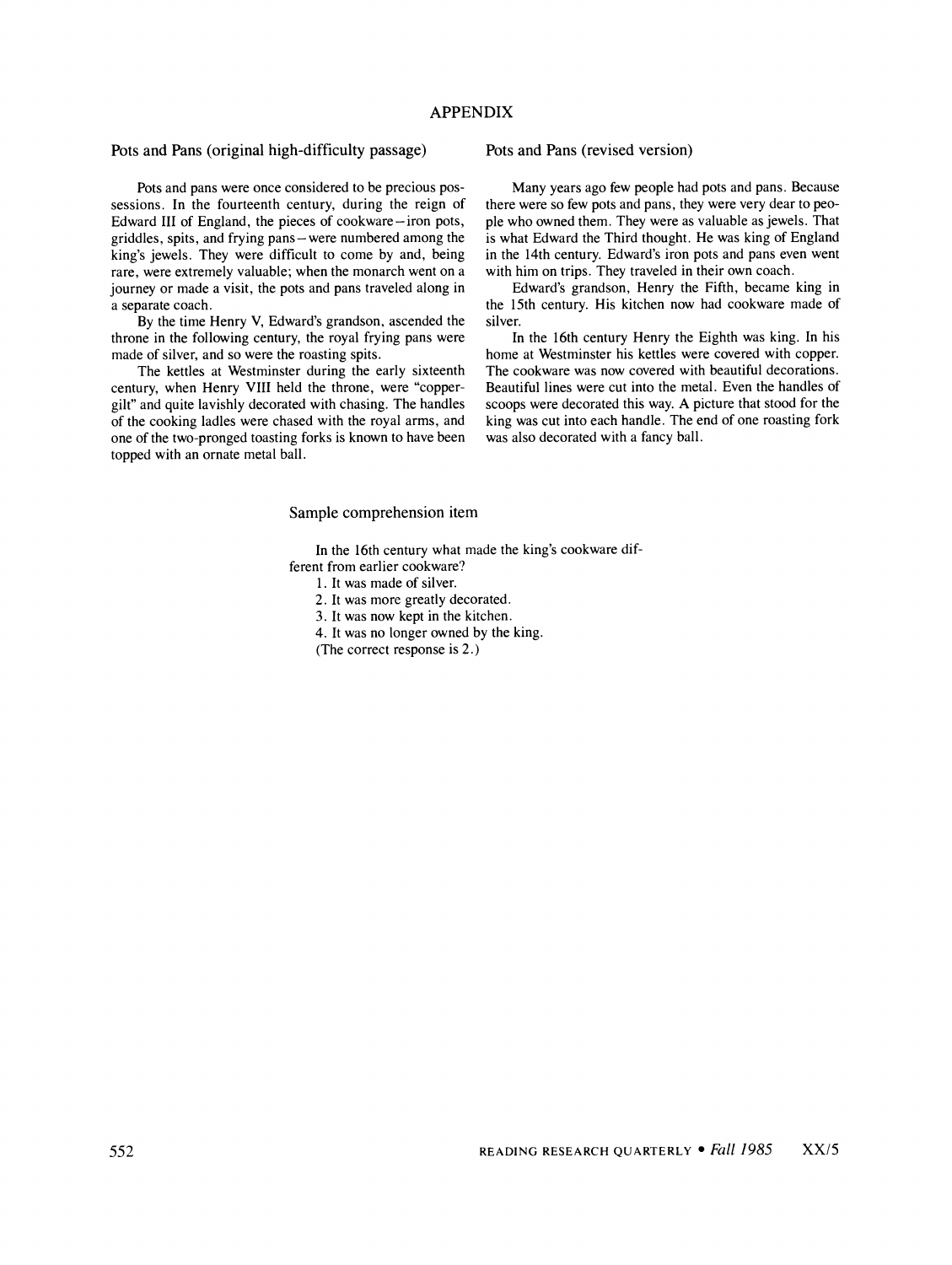# APPENDIX

## Pots and Pans (original high-difficulty passage)

Pots and pans were once considered to be precious possessions. In the fourteenth century, during the reign of Edward III of England, the pieces of cookware—iron pots, griddles, spits, and frying pans—were numbered among the king's jewels. They were difficult to come by and, being rare, were extremely valuable; when the monarch went on a journey or made a visit, the pots and pans traveled along in a separate coach.

By the time Henry V, Edward's grandson, ascended the throne in the following century, the royal frying pans were made of silver, and so were the roasting spits.

The kettles at Westminster during the early sixteenth century, when Henry VIII held the throne, were "copper-gilt" and quite lavishly decorated with chasing. The handles of the cooking ladles were chased with the royal arms, and one of the two-pronged toasting forks is known to have been topped with an ornate metal ball.

## Pots and Pans (revised version)

Many years ago few people had pots and pans. Because there were so few pots and pans, they were very dear to people who owned them. They were as valuable as jewels. That is what Edward the Third thought. He was king of England in the 14th century. Edward's iron pots and pans even went with him on trips. They traveled in their own coach.

Edward's grandson, Henry the Fifth, became king in the 15th century. His kitchen now had cookware made of silver.

In the 16th century Henry the Eighth was king. In his home at Westminster his kettles were covered with copper. The cookware was now covered with beautiful decorations. Beautiful lines were cut into the metal. Even the handles of scoops were decorated this way. A picture that stood for the king was cut into each handle. The end of one roasting fork was also decorated with a fancy ball.

## Sample comprehension item

In the 16th century what made the king's cookware different from earlier cookware?

1. It was made of silver.
2. It was more greatly decorated.
3. It was now kept in the kitchen.
4. It was no longer owned by the king.

(The correct response is 2.)